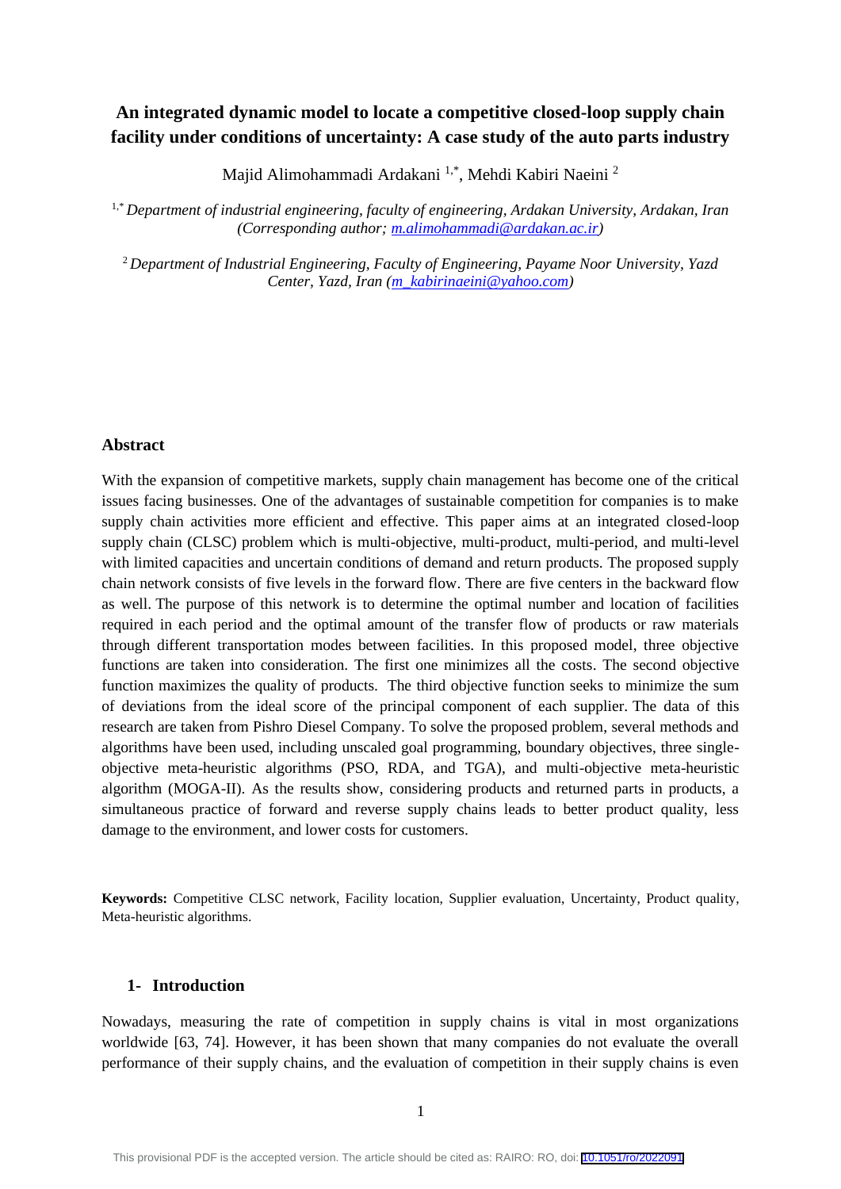# An integrated dynamic model to locate a competitive closed-loop supply chain facility under conditions of uncertainty: A case study of the auto parts industry

Majid Alimohammadi Ardakani [1,*], Mehdi Kabiri Naeini [2]

[1,*] *Department of industrial engineering, faculty of engineering, Ardakan University, Ardakan, Iran (Corresponding author; m.alimohammadi@ardakan.ac.ir)*

[2] *Department of Industrial Engineering, Faculty of Engineering, Payame Noor University, Yazd Center, Yazd, Iran (m_kabirinaeini@yahoo.com)*

## Abstract

With the expansion of competitive markets, supply chain management has become one of the critical issues facing businesses. One of the advantages of sustainable competition for companies is to make supply chain activities more efficient and effective. This paper aims at an integrated closed-loop supply chain (CLSC) problem which is multi-objective, multi-product, multi-period, and multi-level with limited capacities and uncertain conditions of demand and return products. The proposed supply chain network consists of five levels in the forward flow. There are five centers in the backward flow as well. The purpose of this network is to determine the optimal number and location of facilities required in each period and the optimal amount of the transfer flow of products or raw materials through different transportation modes between facilities. In this proposed model, three objective functions are taken into consideration. The first one minimizes all the costs. The second objective function maximizes the quality of products. The third objective function seeks to minimize the sum of deviations from the ideal score of the principal component of each supplier. The data of this research are taken from Pishro Diesel Company. To solve the proposed problem, several methods and algorithms have been used, including unscaled goal programming, boundary objectives, three single-objective meta-heuristic algorithms (PSO, RDA, and TGA), and multi-objective meta-heuristic algorithm (MOGA-II). As the results show, considering products and returned parts in products, a simultaneous practice of forward and reverse supply chains leads to better product quality, less damage to the environment, and lower costs for customers.

**Keywords:** Competitive CLSC network, Facility location, Supplier evaluation, Uncertainty, Product quality, Meta-heuristic algorithms.

## 1- Introduction

Nowadays, measuring the rate of competition in supply chains is vital in most organizations worldwide [63, 74]. However, it has been shown that many companies do not evaluate the overall performance of their supply chains, and the evaluation of competition in their supply chains is even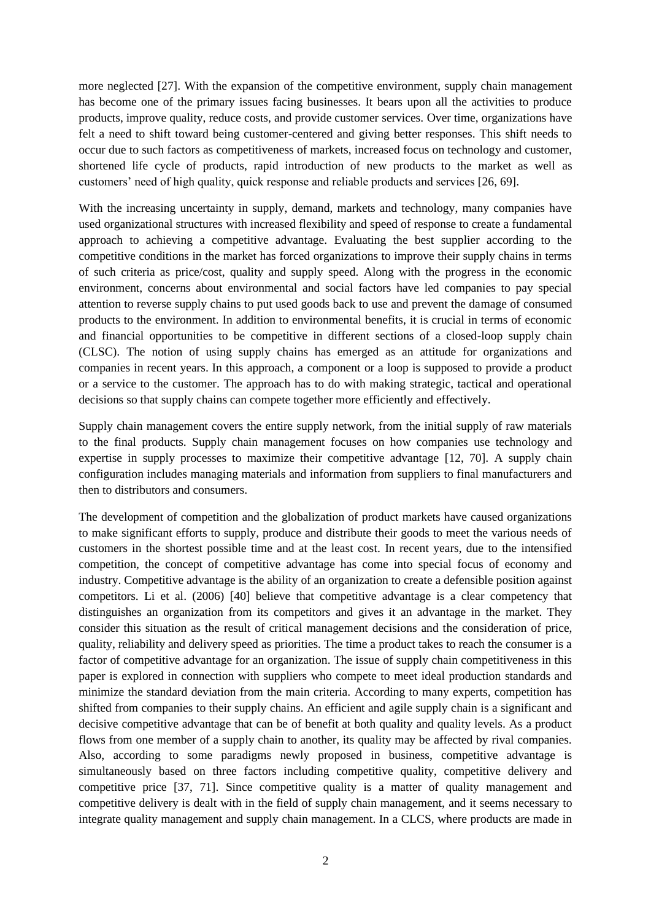more neglected [27]. With the expansion of the competitive environment, supply chain management has become one of the primary issues facing businesses. It bears upon all the activities to produce products, improve quality, reduce costs, and provide customer services. Over time, organizations have felt a need to shift toward being customer-centered and giving better responses. This shift needs to occur due to such factors as competitiveness of markets, increased focus on technology and customer, shortened life cycle of products, rapid introduction of new products to the market as well as customers' need of high quality, quick response and reliable products and services [26, 69].

With the increasing uncertainty in supply, demand, markets and technology, many companies have used organizational structures with increased flexibility and speed of response to create a fundamental approach to achieving a competitive advantage. Evaluating the best supplier according to the competitive conditions in the market has forced organizations to improve their supply chains in terms of such criteria as price/cost, quality and supply speed. Along with the progress in the economic environment, concerns about environmental and social factors have led companies to pay special attention to reverse supply chains to put used goods back to use and prevent the damage of consumed products to the environment. In addition to environmental benefits, it is crucial in terms of economic and financial opportunities to be competitive in different sections of a closed-loop supply chain (CLSC). The notion of using supply chains has emerged as an attitude for organizations and companies in recent years. In this approach, a component or a loop is supposed to provide a product or a service to the customer. The approach has to do with making strategic, tactical and operational decisions so that supply chains can compete together more efficiently and effectively.

Supply chain management covers the entire supply network, from the initial supply of raw materials to the final products. Supply chain management focuses on how companies use technology and expertise in supply processes to maximize their competitive advantage [12, 70]. A supply chain configuration includes managing materials and information from suppliers to final manufacturers and then to distributors and consumers.

The development of competition and the globalization of product markets have caused organizations to make significant efforts to supply, produce and distribute their goods to meet the various needs of customers in the shortest possible time and at the least cost. In recent years, due to the intensified competition, the concept of competitive advantage has come into special focus of economy and industry. Competitive advantage is the ability of an organization to create a defensible position against competitors. Li et al. (2006) [40] believe that competitive advantage is a clear competency that distinguishes an organization from its competitors and gives it an advantage in the market. They consider this situation as the result of critical management decisions and the consideration of price, quality, reliability and delivery speed as priorities. The time a product takes to reach the consumer is a factor of competitive advantage for an organization. The issue of supply chain competitiveness in this paper is explored in connection with suppliers who compete to meet ideal production standards and minimize the standard deviation from the main criteria. According to many experts, competition has shifted from companies to their supply chains. An efficient and agile supply chain is a significant and decisive competitive advantage that can be of benefit at both quality and quality levels. As a product flows from one member of a supply chain to another, its quality may be affected by rival companies. Also, according to some paradigms newly proposed in business, competitive advantage is simultaneously based on three factors including competitive quality, competitive delivery and competitive price [37, 71]. Since competitive quality is a matter of quality management and competitive delivery is dealt with in the field of supply chain management, and it seems necessary to integrate quality management and supply chain management. In a CLCS, where products are made in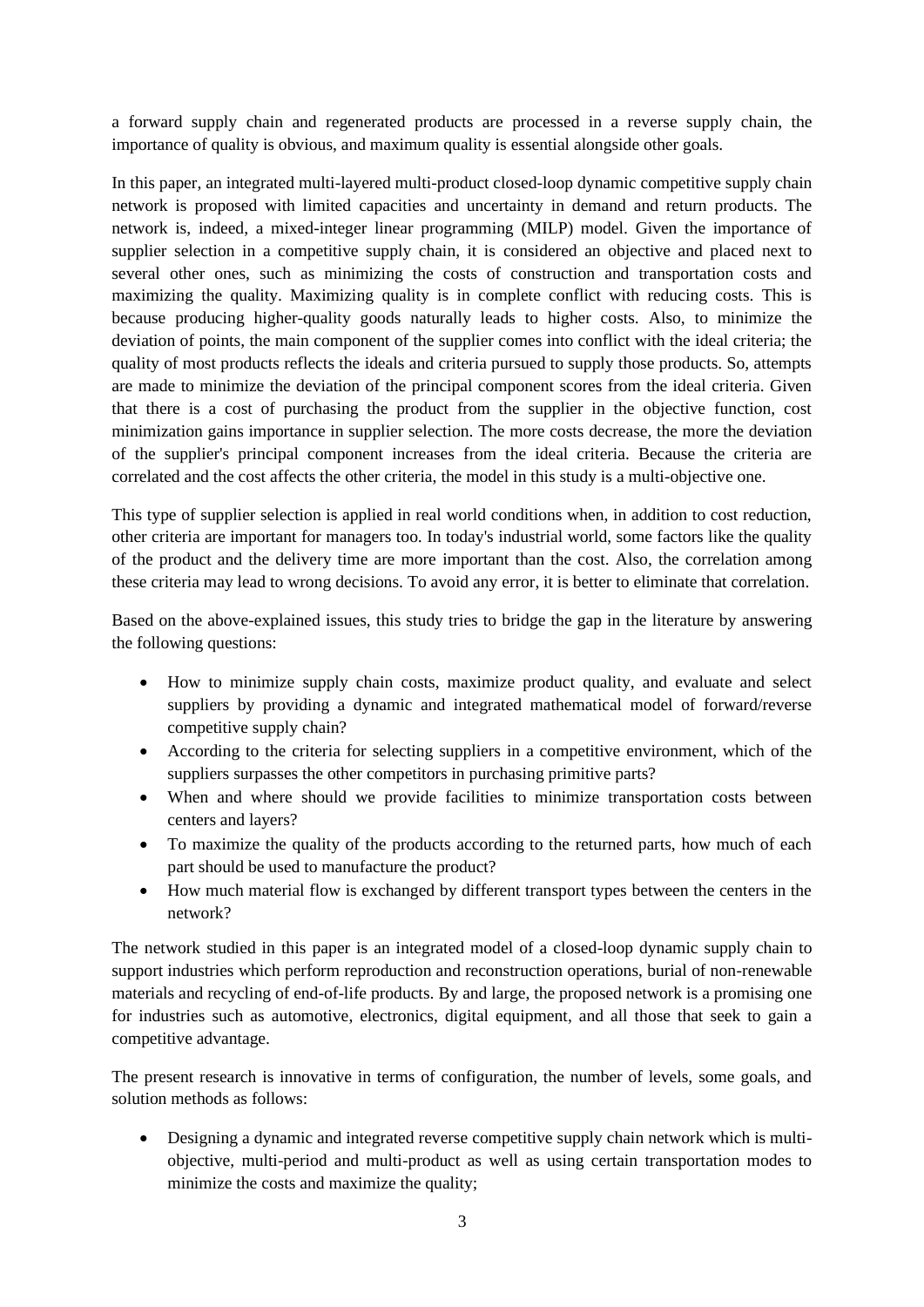a forward supply chain and regenerated products are processed in a reverse supply chain, the importance of quality is obvious, and maximum quality is essential alongside other goals.

In this paper, an integrated multi-layered multi-product closed-loop dynamic competitive supply chain network is proposed with limited capacities and uncertainty in demand and return products. The network is, indeed, a mixed-integer linear programming (MILP) model. Given the importance of supplier selection in a competitive supply chain, it is considered an objective and placed next to several other ones, such as minimizing the costs of construction and transportation costs and maximizing the quality. Maximizing quality is in complete conflict with reducing costs. This is because producing higher-quality goods naturally leads to higher costs. Also, to minimize the deviation of points, the main component of the supplier comes into conflict with the ideal criteria; the quality of most products reflects the ideals and criteria pursued to supply those products. So, attempts are made to minimize the deviation of the principal component scores from the ideal criteria. Given that there is a cost of purchasing the product from the supplier in the objective function, cost minimization gains importance in supplier selection. The more costs decrease, the more the deviation of the supplier's principal component increases from the ideal criteria. Because the criteria are correlated and the cost affects the other criteria, the model in this study is a multi-objective one.

This type of supplier selection is applied in real world conditions when, in addition to cost reduction, other criteria are important for managers too. In today's industrial world, some factors like the quality of the product and the delivery time are more important than the cost. Also, the correlation among these criteria may lead to wrong decisions. To avoid any error, it is better to eliminate that correlation.

Based on the above-explained issues, this study tries to bridge the gap in the literature by answering the following questions:

- How to minimize supply chain costs, maximize product quality, and evaluate and select suppliers by providing a dynamic and integrated mathematical model of forward/reverse competitive supply chain?
- According to the criteria for selecting suppliers in a competitive environment, which of the suppliers surpasses the other competitors in purchasing primitive parts?
- When and where should we provide facilities to minimize transportation costs between centers and layers?
- To maximize the quality of the products according to the returned parts, how much of each part should be used to manufacture the product?
- How much material flow is exchanged by different transport types between the centers in the network?

The network studied in this paper is an integrated model of a closed-loop dynamic supply chain to support industries which perform reproduction and reconstruction operations, burial of non-renewable materials and recycling of end-of-life products. By and large, the proposed network is a promising one for industries such as automotive, electronics, digital equipment, and all those that seek to gain a competitive advantage.

The present research is innovative in terms of configuration, the number of levels, some goals, and solution methods as follows:

- Designing a dynamic and integrated reverse competitive supply chain network which is multi-objective, multi-period and multi-product as well as using certain transportation modes to minimize the costs and maximize the quality;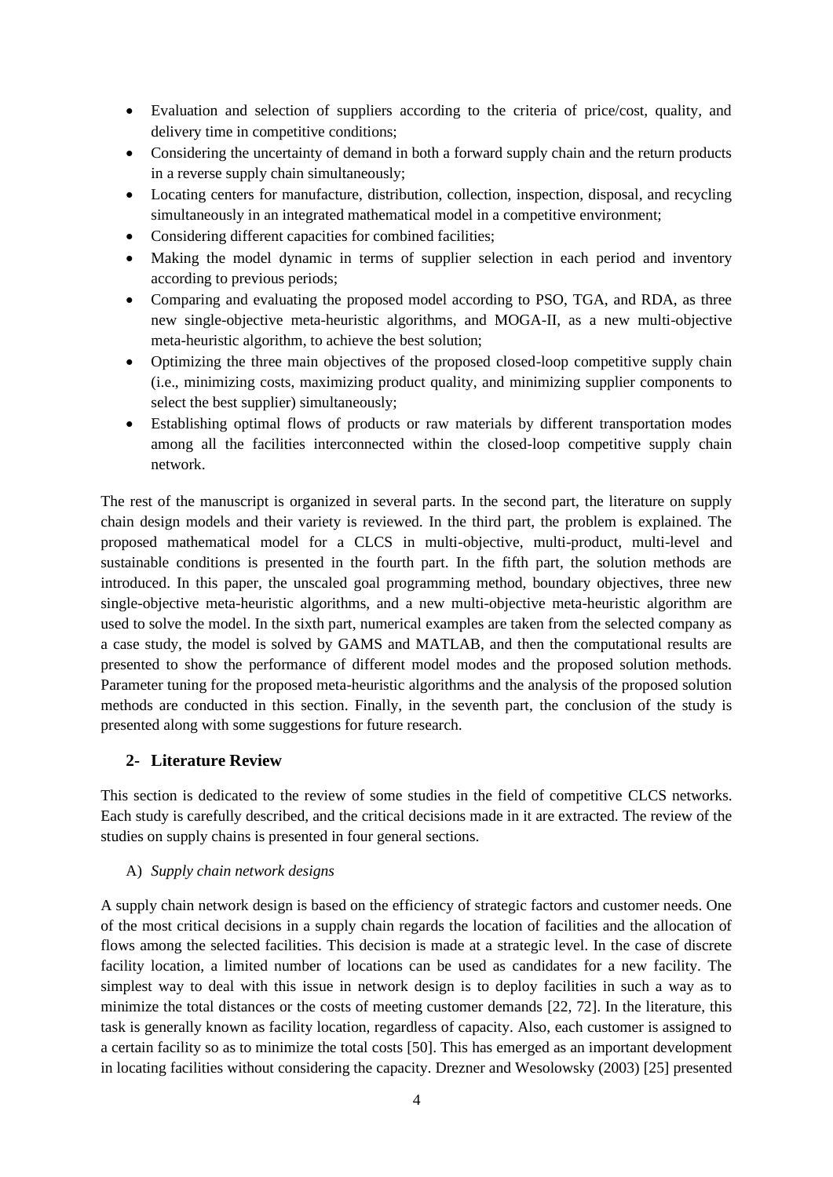- Evaluation and selection of suppliers according to the criteria of price/cost, quality, and delivery time in competitive conditions;
- Considering the uncertainty of demand in both a forward supply chain and the return products in a reverse supply chain simultaneously;
- Locating centers for manufacture, distribution, collection, inspection, disposal, and recycling simultaneously in an integrated mathematical model in a competitive environment;
- Considering different capacities for combined facilities;
- Making the model dynamic in terms of supplier selection in each period and inventory according to previous periods;
- Comparing and evaluating the proposed model according to PSO, TGA, and RDA, as three new single-objective meta-heuristic algorithms, and MOGA-II, as a new multi-objective meta-heuristic algorithm, to achieve the best solution;
- Optimizing the three main objectives of the proposed closed-loop competitive supply chain (i.e., minimizing costs, maximizing product quality, and minimizing supplier components to select the best supplier) simultaneously;
- Establishing optimal flows of products or raw materials by different transportation modes among all the facilities interconnected within the closed-loop competitive supply chain network.

The rest of the manuscript is organized in several parts. In the second part, the literature on supply chain design models and their variety is reviewed. In the third part, the problem is explained. The proposed mathematical model for a CLCS in multi-objective, multi-product, multi-level and sustainable conditions is presented in the fourth part. In the fifth part, the solution methods are introduced. In this paper, the unscaled goal programming method, boundary objectives, three new single-objective meta-heuristic algorithms, and a new multi-objective meta-heuristic algorithm are used to solve the model. In the sixth part, numerical examples are taken from the selected company as a case study, the model is solved by GAMS and MATLAB, and then the computational results are presented to show the performance of different model modes and the proposed solution methods. Parameter tuning for the proposed meta-heuristic algorithms and the analysis of the proposed solution methods are conducted in this section. Finally, in the seventh part, the conclusion of the study is presented along with some suggestions for future research.

## 2- Literature Review

This section is dedicated to the review of some studies in the field of competitive CLCS networks. Each study is carefully described, and the critical decisions made in it are extracted. The review of the studies on supply chains is presented in four general sections.

A) *Supply chain network designs*

A supply chain network design is based on the efficiency of strategic factors and customer needs. One of the most critical decisions in a supply chain regards the location of facilities and the allocation of flows among the selected facilities. This decision is made at a strategic level. In the case of discrete facility location, a limited number of locations can be used as candidates for a new facility. The simplest way to deal with this issue in network design is to deploy facilities in such a way as to minimize the total distances or the costs of meeting customer demands [22, 72]. In the literature, this task is generally known as facility location, regardless of capacity. Also, each customer is assigned to a certain facility so as to minimize the total costs [50]. This has emerged as an important development in locating facilities without considering the capacity. Drezner and Wesolowsky (2003) [25] presented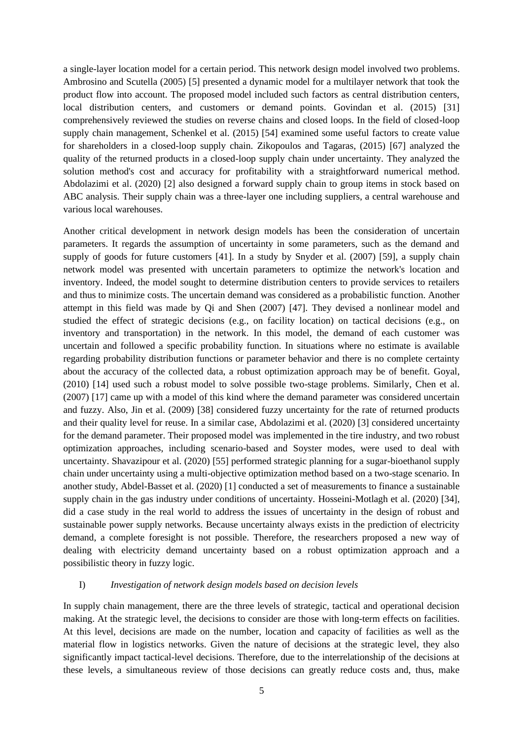a single-layer location model for a certain period. This network design model involved two problems. Ambrosino and Scutella (2005) [5] presented a dynamic model for a multilayer network that took the product flow into account. The proposed model included such factors as central distribution centers, local distribution centers, and customers or demand points. Govindan et al. (2015) [31] comprehensively reviewed the studies on reverse chains and closed loops. In the field of closed-loop supply chain management, Schenkel et al. (2015) [54] examined some useful factors to create value for shareholders in a closed-loop supply chain. Zikopoulos and Tagaras, (2015) [67] analyzed the quality of the returned products in a closed-loop supply chain under uncertainty. They analyzed the solution method's cost and accuracy for profitability with a straightforward numerical method. Abdolazimi et al. (2020) [2] also designed a forward supply chain to group items in stock based on ABC analysis. Their supply chain was a three-layer one including suppliers, a central warehouse and various local warehouses.

Another critical development in network design models has been the consideration of uncertain parameters. It regards the assumption of uncertainty in some parameters, such as the demand and supply of goods for future customers [41]. In a study by Snyder et al. (2007) [59], a supply chain network model was presented with uncertain parameters to optimize the network's location and inventory. Indeed, the model sought to determine distribution centers to provide services to retailers and thus to minimize costs. The uncertain demand was considered as a probabilistic function. Another attempt in this field was made by Qi and Shen (2007) [47]. They devised a nonlinear model and studied the effect of strategic decisions (e.g., on facility location) on tactical decisions (e.g., on inventory and transportation) in the network. In this model, the demand of each customer was uncertain and followed a specific probability function. In situations where no estimate is available regarding probability distribution functions or parameter behavior and there is no complete certainty about the accuracy of the collected data, a robust optimization approach may be of benefit. Goyal, (2010) [14] used such a robust model to solve possible two-stage problems. Similarly, Chen et al. (2007) [17] came up with a model of this kind where the demand parameter was considered uncertain and fuzzy. Also, Jin et al. (2009) [38] considered fuzzy uncertainty for the rate of returned products and their quality level for reuse. In a similar case, Abdolazimi et al. (2020) [3] considered uncertainty for the demand parameter. Their proposed model was implemented in the tire industry, and two robust optimization approaches, including scenario-based and Soyster modes, were used to deal with uncertainty. Shavazipour et al. (2020) [55] performed strategic planning for a sugar-bioethanol supply chain under uncertainty using a multi-objective optimization method based on a two-stage scenario. In another study, Abdel-Basset et al. (2020) [1] conducted a set of measurements to finance a sustainable supply chain in the gas industry under conditions of uncertainty. Hosseini-Motlagh et al. (2020) [34], did a case study in the real world to address the issues of uncertainty in the design of robust and sustainable power supply networks. Because uncertainty always exists in the prediction of electricity demand, a complete foresight is not possible. Therefore, the researchers proposed a new way of dealing with electricity demand uncertainty based on a robust optimization approach and a possibilistic theory in fuzzy logic.

### I) *Investigation of network design models based on decision levels*

In supply chain management, there are the three levels of strategic, tactical and operational decision making. At the strategic level, the decisions to consider are those with long-term effects on facilities. At this level, decisions are made on the number, location and capacity of facilities as well as the material flow in logistics networks. Given the nature of decisions at the strategic level, they also significantly impact tactical-level decisions. Therefore, due to the interrelationship of the decisions at these levels, a simultaneous review of those decisions can greatly reduce costs and, thus, make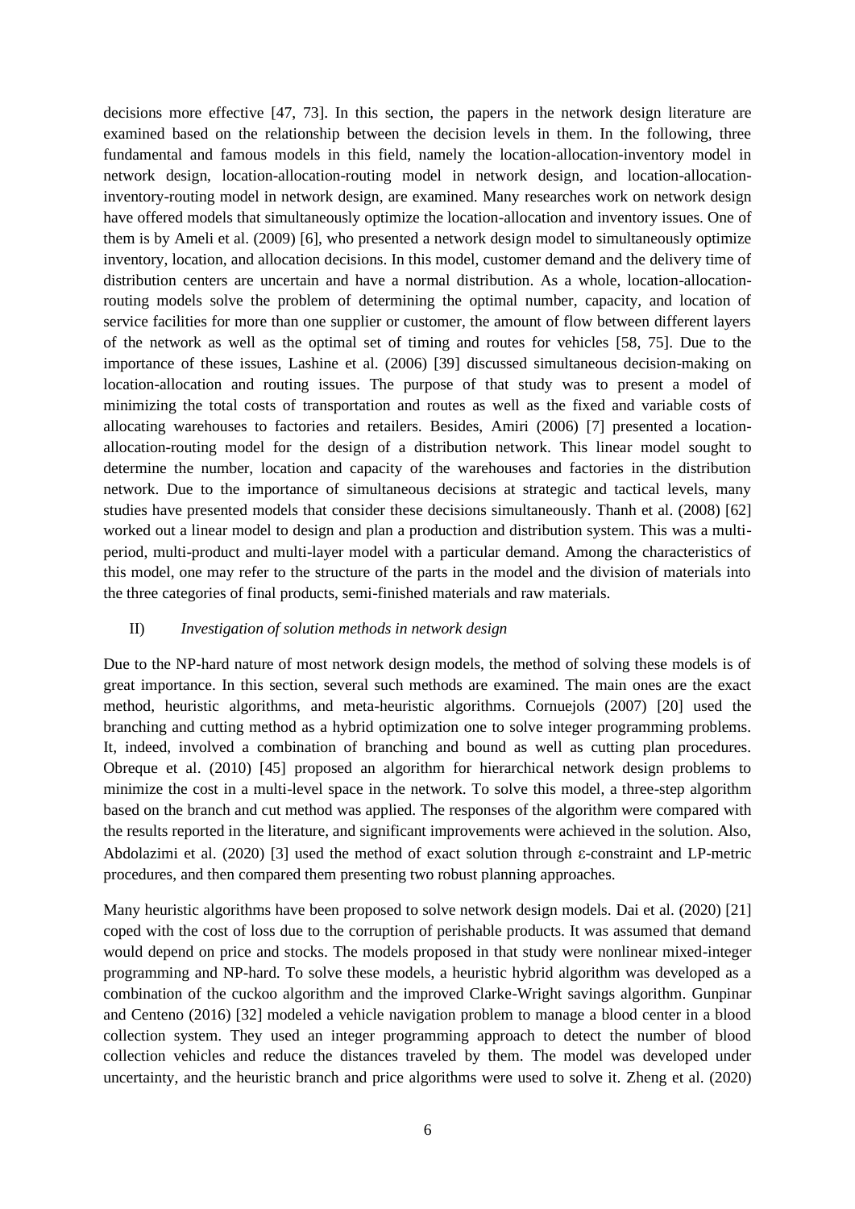decisions more effective [47, 73]. In this section, the papers in the network design literature are examined based on the relationship between the decision levels in them. In the following, three fundamental and famous models in this field, namely the location-allocation-inventory model in network design, location-allocation-routing model in network design, and location-allocation-inventory-routing model in network design, are examined. Many researches work on network design have offered models that simultaneously optimize the location-allocation and inventory issues. One of them is by Ameli et al. (2009) [6], who presented a network design model to simultaneously optimize inventory, location, and allocation decisions. In this model, customer demand and the delivery time of distribution centers are uncertain and have a normal distribution. As a whole, location-allocation-routing models solve the problem of determining the optimal number, capacity, and location of service facilities for more than one supplier or customer, the amount of flow between different layers of the network as well as the optimal set of timing and routes for vehicles [58, 75]. Due to the importance of these issues, Lashine et al. (2006) [39] discussed simultaneous decision-making on location-allocation and routing issues. The purpose of that study was to present a model of minimizing the total costs of transportation and routes as well as the fixed and variable costs of allocating warehouses to factories and retailers. Besides, Amiri (2006) [7] presented a location-allocation-routing model for the design of a distribution network. This linear model sought to determine the number, location and capacity of the warehouses and factories in the distribution network. Due to the importance of simultaneous decisions at strategic and tactical levels, many studies have presented models that consider these decisions simultaneously. Thanh et al. (2008) [62] worked out a linear model to design and plan a production and distribution system. This was a multi-period, multi-product and multi-layer model with a particular demand. Among the characteristics of this model, one may refer to the structure of the parts in the model and the division of materials into the three categories of final products, semi-finished materials and raw materials.

II) *Investigation of solution methods in network design*

Due to the NP-hard nature of most network design models, the method of solving these models is of great importance. In this section, several such methods are examined. The main ones are the exact method, heuristic algorithms, and meta-heuristic algorithms. Cornuejols (2007) [20] used the branching and cutting method as a hybrid optimization one to solve integer programming problems. It, indeed, involved a combination of branching and bound as well as cutting plan procedures. Obreque et al. (2010) [45] proposed an algorithm for hierarchical network design problems to minimize the cost in a multi-level space in the network. To solve this model, a three-step algorithm based on the branch and cut method was applied. The responses of the algorithm were compared with the results reported in the literature, and significant improvements were achieved in the solution. Also, Abdolazimi et al. (2020) [3] used the method of exact solution through ε-constraint and LP-metric procedures, and then compared them presenting two robust planning approaches.

Many heuristic algorithms have been proposed to solve network design models. Dai et al. (2020) [21] coped with the cost of loss due to the corruption of perishable products. It was assumed that demand would depend on price and stocks. The models proposed in that study were nonlinear mixed-integer programming and NP-hard. To solve these models, a heuristic hybrid algorithm was developed as a combination of the cuckoo algorithm and the improved Clarke-Wright savings algorithm. Gunpinar and Centeno (2016) [32] modeled a vehicle navigation problem to manage a blood center in a blood collection system. They used an integer programming approach to detect the number of blood collection vehicles and reduce the distances traveled by them. The model was developed under uncertainty, and the heuristic branch and price algorithms were used to solve it. Zheng et al. (2020)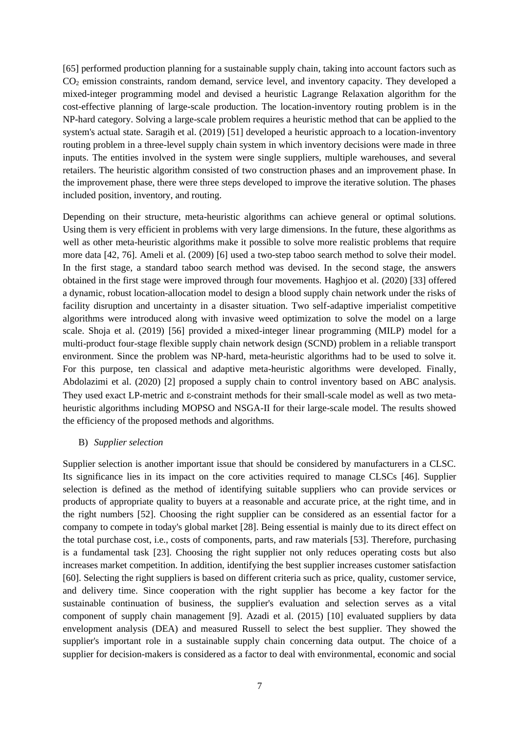[65] performed production planning for a sustainable supply chain, taking into account factors such as $CO_2$ emission constraints, random demand, service level, and inventory capacity. They developed a mixed-integer programming model and devised a heuristic Lagrange Relaxation algorithm for the cost-effective planning of large-scale production. The location-inventory routing problem is in the NP-hard category. Solving a large-scale problem requires a heuristic method that can be applied to the system's actual state. Saragih et al. (2019) [51] developed a heuristic approach to a location-inventory routing problem in a three-level supply chain system in which inventory decisions were made in three inputs. The entities involved in the system were single suppliers, multiple warehouses, and several retailers. The heuristic algorithm consisted of two construction phases and an improvement phase. In the improvement phase, there were three steps developed to improve the iterative solution. The phases included position, inventory, and routing.

Depending on their structure, meta-heuristic algorithms can achieve general or optimal solutions. Using them is very efficient in problems with very large dimensions. In the future, these algorithms as well as other meta-heuristic algorithms make it possible to solve more realistic problems that require more data [42, 76]. Ameli et al. (2009) [6] used a two-step taboo search method to solve their model. In the first stage, a standard taboo search method was devised. In the second stage, the answers obtained in the first stage were improved through four movements. Haghjoo et al. (2020) [33] offered a dynamic, robust location-allocation model to design a blood supply chain network under the risks of facility disruption and uncertainty in a disaster situation. Two self-adaptive imperialist competitive algorithms were introduced along with invasive weed optimization to solve the model on a large scale. Shoja et al. (2019) [56] provided a mixed-integer linear programming (MILP) model for a multi-product four-stage flexible supply chain network design (SCND) problem in a reliable transport environment. Since the problem was NP-hard, meta-heuristic algorithms had to be used to solve it. For this purpose, ten classical and adaptive meta-heuristic algorithms were developed. Finally, Abdolazimi et al. (2020) [2] proposed a supply chain to control inventory based on ABC analysis. They used exact LP-metric and ε-constraint methods for their small-scale model as well as two meta-heuristic algorithms including MOPSO and NSGA-II for their large-scale model. The results showed the efficiency of the proposed methods and algorithms.

B) *Supplier selection*

Supplier selection is another important issue that should be considered by manufacturers in a CLSC. Its significance lies in its impact on the core activities required to manage CLSCs [46]. Supplier selection is defined as the method of identifying suitable suppliers who can provide services or products of appropriate quality to buyers at a reasonable and accurate price, at the right time, and in the right numbers [52]. Choosing the right supplier can be considered as an essential factor for a company to compete in today's global market [28]. Being essential is mainly due to its direct effect on the total purchase cost, i.e., costs of components, parts, and raw materials [53]. Therefore, purchasing is a fundamental task [23]. Choosing the right supplier not only reduces operating costs but also increases market competition. In addition, identifying the best supplier increases customer satisfaction [60]. Selecting the right suppliers is based on different criteria such as price, quality, customer service, and delivery time. Since cooperation with the right supplier has become a key factor for the sustainable continuation of business, the supplier's evaluation and selection serves as a vital component of supply chain management [9]. Azadi et al. (2015) [10] evaluated suppliers by data envelopment analysis (DEA) and measured Russell to select the best supplier. They showed the supplier's important role in a sustainable supply chain concerning data output. The choice of a supplier for decision-makers is considered as a factor to deal with environmental, economic and social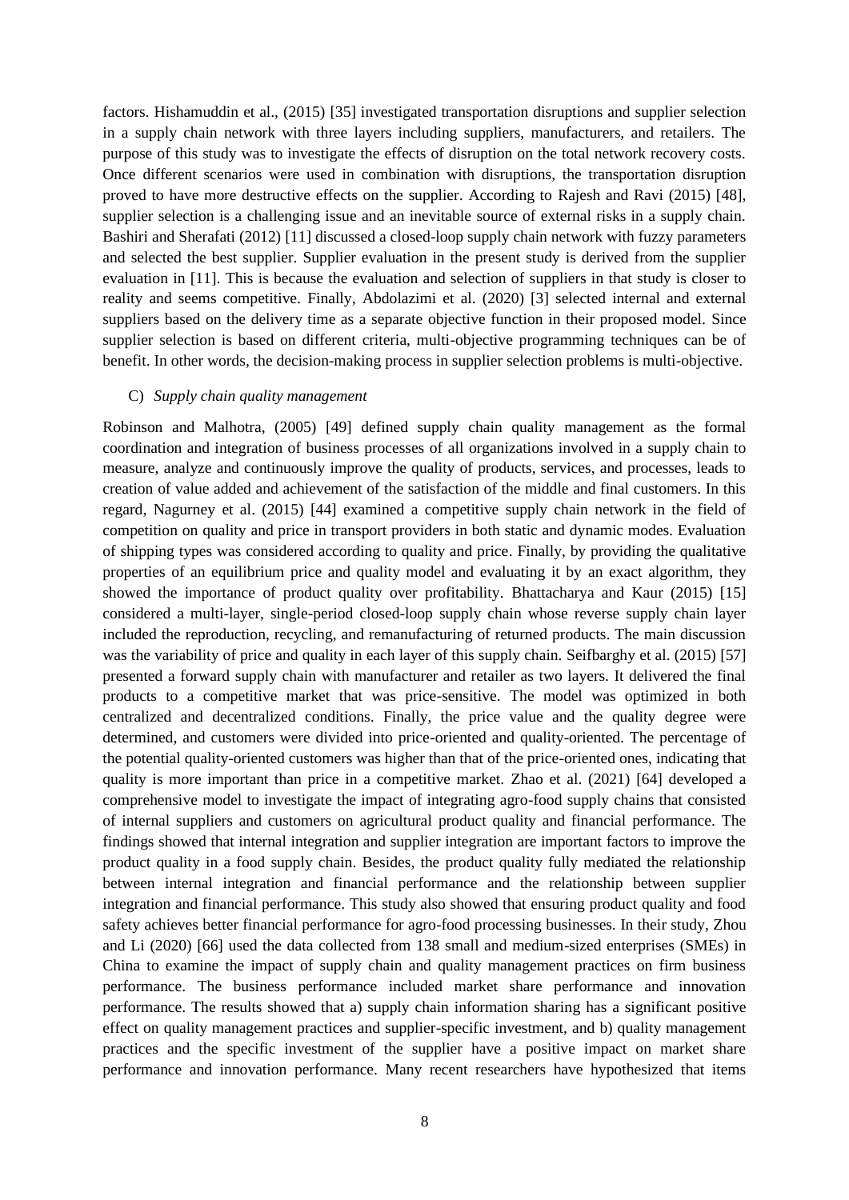factors. Hishamuddin et al., (2015) [35] investigated transportation disruptions and supplier selection in a supply chain network with three layers including suppliers, manufacturers, and retailers. The purpose of this study was to investigate the effects of disruption on the total network recovery costs. Once different scenarios were used in combination with disruptions, the transportation disruption proved to have more destructive effects on the supplier. According to Rajesh and Ravi (2015) [48], supplier selection is a challenging issue and an inevitable source of external risks in a supply chain. Bashiri and Sherafati (2012) [11] discussed a closed-loop supply chain network with fuzzy parameters and selected the best supplier. Supplier evaluation in the present study is derived from the supplier evaluation in [11]. This is because the evaluation and selection of suppliers in that study is closer to reality and seems competitive. Finally, Abdolazimi et al. (2020) [3] selected internal and external suppliers based on the delivery time as a separate objective function in their proposed model. Since supplier selection is based on different criteria, multi-objective programming techniques can be of benefit. In other words, the decision-making process in supplier selection problems is multi-objective.

C) *Supply chain quality management*

Robinson and Malhotra, (2005) [49] defined supply chain quality management as the formal coordination and integration of business processes of all organizations involved in a supply chain to measure, analyze and continuously improve the quality of products, services, and processes, leads to creation of value added and achievement of the satisfaction of the middle and final customers. In this regard, Nagurney et al. (2015) [44] examined a competitive supply chain network in the field of competition on quality and price in transport providers in both static and dynamic modes. Evaluation of shipping types was considered according to quality and price. Finally, by providing the qualitative properties of an equilibrium price and quality model and evaluating it by an exact algorithm, they showed the importance of product quality over profitability. Bhattacharya and Kaur (2015) [15] considered a multi-layer, single-period closed-loop supply chain whose reverse supply chain layer included the reproduction, recycling, and remanufacturing of returned products. The main discussion was the variability of price and quality in each layer of this supply chain. Seifbarghy et al. (2015) [57] presented a forward supply chain with manufacturer and retailer as two layers. It delivered the final products to a competitive market that was price-sensitive. The model was optimized in both centralized and decentralized conditions. Finally, the price value and the quality degree were determined, and customers were divided into price-oriented and quality-oriented. The percentage of the potential quality-oriented customers was higher than that of the price-oriented ones, indicating that quality is more important than price in a competitive market. Zhao et al. (2021) [64] developed a comprehensive model to investigate the impact of integrating agro-food supply chains that consisted of internal suppliers and customers on agricultural product quality and financial performance. The findings showed that internal integration and supplier integration are important factors to improve the product quality in a food supply chain. Besides, the product quality fully mediated the relationship between internal integration and financial performance and the relationship between supplier integration and financial performance. This study also showed that ensuring product quality and food safety achieves better financial performance for agro-food processing businesses. In their study, Zhou and Li (2020) [66] used the data collected from 138 small and medium-sized enterprises (SMEs) in China to examine the impact of supply chain and quality management practices on firm business performance. The business performance included market share performance and innovation performance. The results showed that a) supply chain information sharing has a significant positive effect on quality management practices and supplier-specific investment, and b) quality management practices and the specific investment of the supplier have a positive impact on market share performance and innovation performance. Many recent researchers have hypothesized that items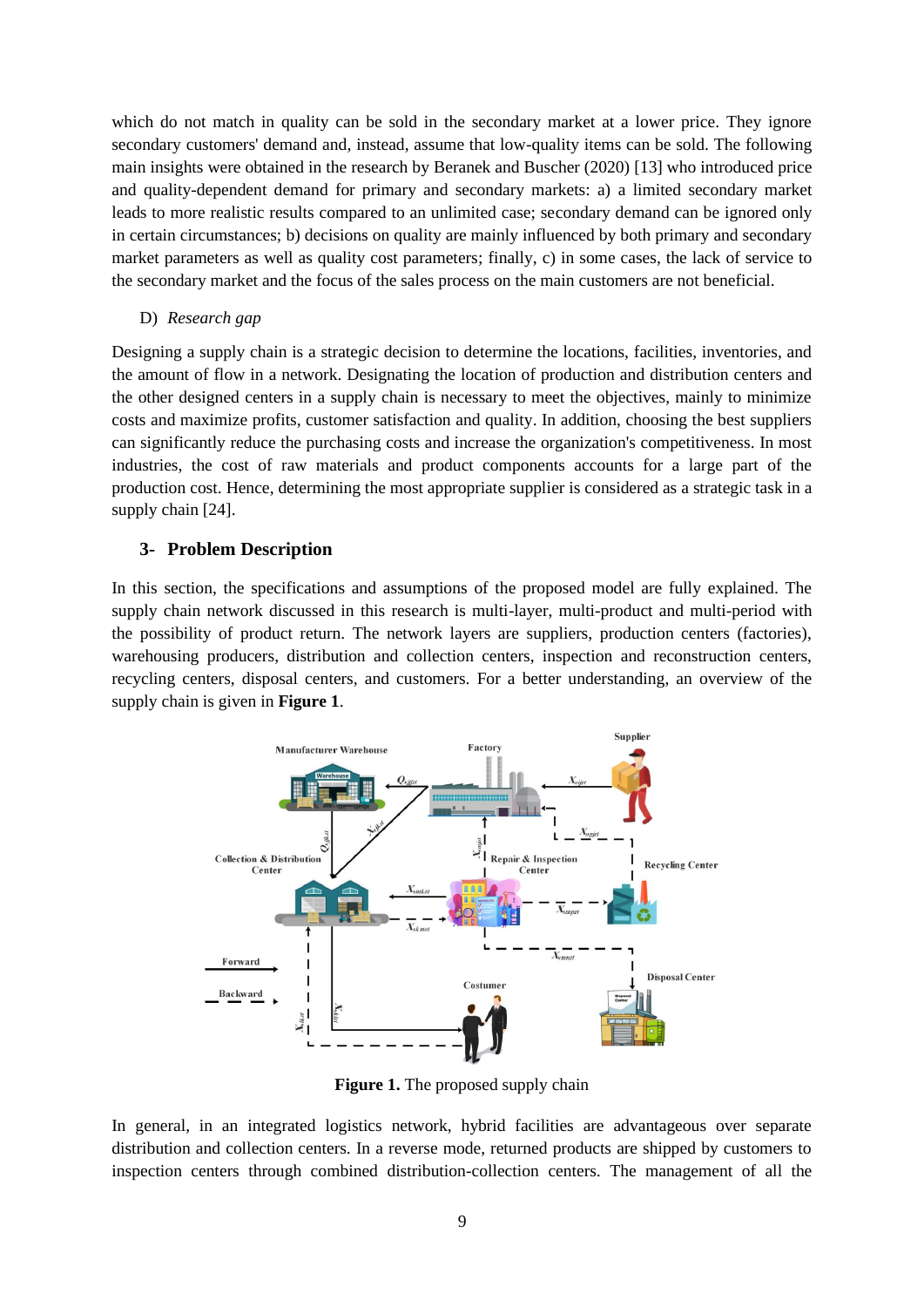which do not match in quality can be sold in the secondary market at a lower price. They ignore secondary customers' demand and, instead, assume that low-quality items can be sold. The following main insights were obtained in the research by Beranek and Buscher (2020) [13] who introduced price and quality-dependent demand for primary and secondary markets: a) a limited secondary market leads to more realistic results compared to an unlimited case; secondary demand can be ignored only in certain circumstances; b) decisions on quality are mainly influenced by both primary and secondary market parameters as well as quality cost parameters; finally, c) in some cases, the lack of service to the secondary market and the focus of the sales process on the main customers are not beneficial.

D) *Research gap*

Designing a supply chain is a strategic decision to determine the locations, facilities, inventories, and the amount of flow in a network. Designating the location of production and distribution centers and the other designed centers in a supply chain is necessary to meet the objectives, mainly to minimize costs and maximize profits, customer satisfaction and quality. In addition, choosing the best suppliers can significantly reduce the purchasing costs and increase the organization's competitiveness. In most industries, the cost of raw materials and product components accounts for a large part of the production cost. Hence, determining the most appropriate supplier is considered as a strategic task in a supply chain [24].

## 3- Problem Description

In this section, the specifications and assumptions of the proposed model are fully explained. The supply chain network discussed in this research is multi-layer, multi-product and multi-period with the possibility of product return. The network layers are suppliers, production centers (factories), warehousing producers, distribution and collection centers, inspection and reconstruction centers, recycling centers, disposal centers, and customers. For a better understanding, an overview of the supply chain is given in **Figure 1**.

**Figure 1.** The proposed supply chain

In general, in an integrated logistics network, hybrid facilities are advantageous over separate distribution and collection centers. In a reverse mode, returned products are shipped by customers to inspection centers through combined distribution-collection centers. The management of all the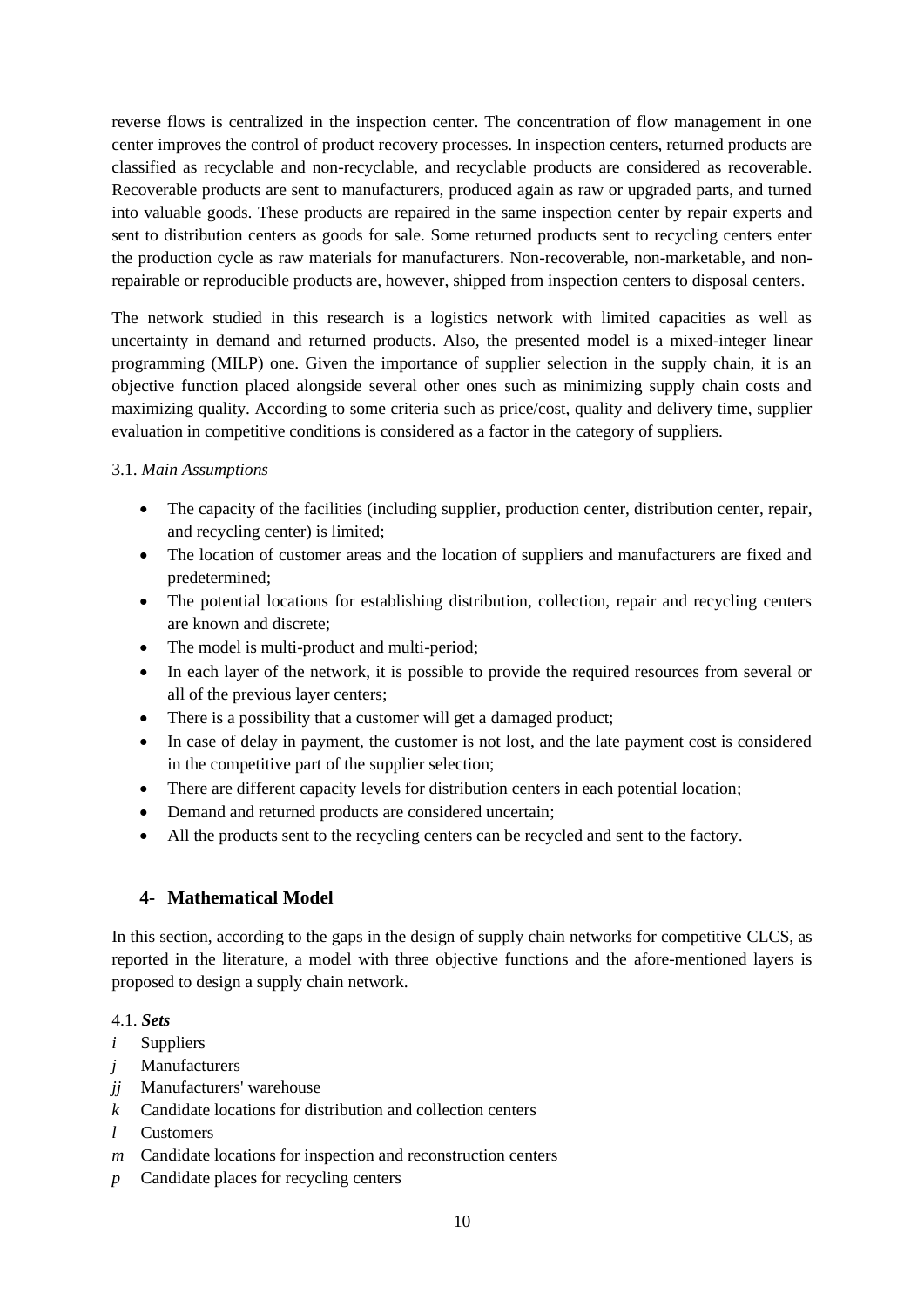reverse flows is centralized in the inspection center. The concentration of flow management in one center improves the control of product recovery processes. In inspection centers, returned products are classified as recyclable and non-recyclable, and recyclable products are considered as recoverable. Recoverable products are sent to manufacturers, produced again as raw or upgraded parts, and turned into valuable goods. These products are repaired in the same inspection center by repair experts and sent to distribution centers as goods for sale. Some returned products sent to recycling centers enter the production cycle as raw materials for manufacturers. Non-recoverable, non-marketable, and non-repairable or reproducible products are, however, shipped from inspection centers to disposal centers.

The network studied in this research is a logistics network with limited capacities as well as uncertainty in demand and returned products. Also, the presented model is a mixed-integer linear programming (MILP) one. Given the importance of supplier selection in the supply chain, it is an objective function placed alongside several other ones such as minimizing supply chain costs and maximizing quality. According to some criteria such as price/cost, quality and delivery time, supplier evaluation in competitive conditions is considered as a factor in the category of suppliers.

### 3.1. *Main Assumptions*

- The capacity of the facilities (including supplier, production center, distribution center, repair, and recycling center) is limited;
- The location of customer areas and the location of suppliers and manufacturers are fixed and predetermined;
- The potential locations for establishing distribution, collection, repair and recycling centers are known and discrete;
- The model is multi-product and multi-period;
- In each layer of the network, it is possible to provide the required resources from several or all of the previous layer centers;
- There is a possibility that a customer will get a damaged product;
- In case of delay in payment, the customer is not lost, and the late payment cost is considered in the competitive part of the supplier selection;
- There are different capacity levels for distribution centers in each potential location;
- Demand and returned products are considered uncertain;
- All the products sent to the recycling centers can be recycled and sent to the factory.

## 4- Mathematical Model

In this section, according to the gaps in the design of supply chain networks for competitive CLCS, as reported in the literature, a model with three objective functions and the afore-mentioned layers is proposed to design a supply chain network.

### 4.1. *Sets*

$i$ Suppliers
$j$ Manufacturers
$jj$ Manufacturers' warehouse
$k$ Candidate locations for distribution and collection centers
$l$ Customers
$m$ Candidate locations for inspection and reconstruction centers
$p$ Candidate places for recycling centers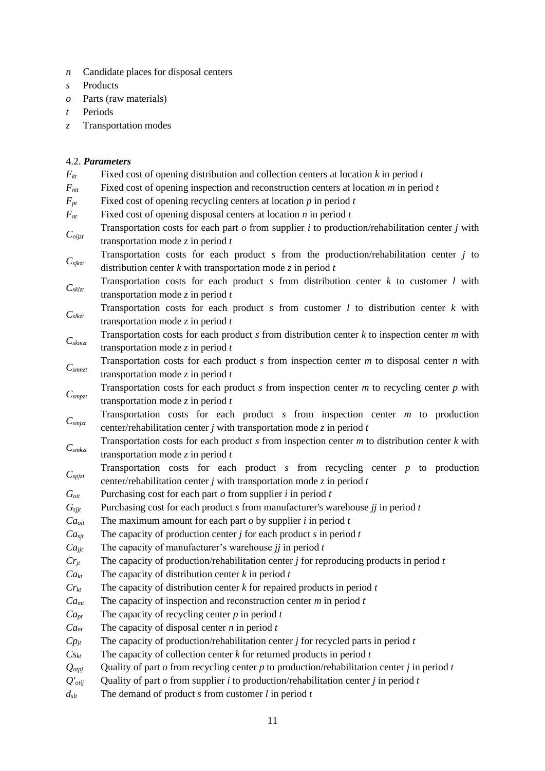- $n$ Candidate places for disposal centers
- $s$ Products
- $o$ Parts (raw materials)
- $t$ Periods
- $z$ Transportation modes

4.2. ***Parameters***

$F_{kt}$ Fixed cost of opening distribution and collection centers at location $k$ in period $t$

$F_{mt}$ Fixed cost of opening inspection and reconstruction centers at location $m$ in period $t$

$F_{pt}$ Fixed cost of opening recycling centers at location $p$ in period $t$

$F_{nt}$ Fixed cost of opening disposal centers at location $n$ in period $t$

$C_{oijzt}$ Transportation costs for each part $o$ from supplier $i$ to production/rehabilitation center $j$ with transportation mode $z$ in period $t$

$C_{sjkzt}$ Transportation costs for each product $s$ from the production/rehabilitation center $j$ to distribution center $k$ with transportation mode $z$ in period $t$

$C_{sklzt}$ Transportation costs for each product $s$ from distribution center $k$ to customer $l$ with transportation mode $z$ in period $t$

$C_{slkzt}$ Transportation costs for each product $s$ from customer $l$ to distribution center $k$ with transportation mode $z$ in period $t$

$C_{skmzt}$ Transportation costs for each product $s$ from distribution center $k$ to inspection center $m$ with transportation mode $z$ in period $t$

$C_{smnzt}$ Transportation costs for each product $s$ from inspection center $m$ to disposal center $n$ with transportation mode $z$ in period $t$

$C_{smpzt}$ Transportation costs for each product $s$ from inspection center $m$ to recycling center $p$ with transportation mode $z$ in period $t$

$C_{smjzt}$ Transportation costs for each product $s$ from inspection center $m$ to production center/rehabilitation center $j$ with transportation mode $z$ in period $t$

$C_{smkzt}$ Transportation costs for each product $s$ from inspection center $m$ to distribution center $k$ with transportation mode $z$ in period $t$

$C_{spjzt}$ Transportation costs for each product $s$ from recycling center $p$ to production center/rehabilitation center $j$ with transportation mode $z$ in period $t$

$G_{oit}$ Purchasing cost for each part $o$ from supplier $i$ in period $t$

$G_{sjjt}$ Purchasing cost for each product $s$ from manufacturer's warehouse $jj$ in period $t$

$Ca_{oit}$ The maximum amount for each part $o$ by supplier $i$ in period $t$

$Ca_{sjt}$ The capacity of production center $j$ for each product $s$ in period $t$

$Ca_{jjt}$ The capacity of manufacturer's warehouse $jj$ in period $t$

$Cr_{jt}$ The capacity of production/rehabilitation center $j$ for reproducing products in period $t$

$Ca_{kt}$ The capacity of distribution center $k$ in period $t$

$Cr_{kt}$ The capacity of distribution center $k$ for repaired products in period $t$

$Ca_{mt}$ The capacity of inspection and reconstruction center $m$ in period $t$

$Ca_{pt}$ The capacity of recycling center $p$ in period $t$

$Ca_{nt}$ The capacity of disposal center $n$ in period $t$

$Cp_{jt}$ The capacity of production/rehabilitation center $j$ for recycled parts in period $t$

$Cs_{kt}$ The capacity of collection center $k$ for returned products in period $t$

$Q_{otpj}$ Quality of part $o$ from recycling center $p$ to production/rehabilitation center $j$ in period $t$

$Q'_{otij}$ Quality of part $o$ from supplier $i$ to production/rehabilitation center $j$ in period $t$

$d_{slt}$ The demand of product $s$ from customer $l$ in period $t$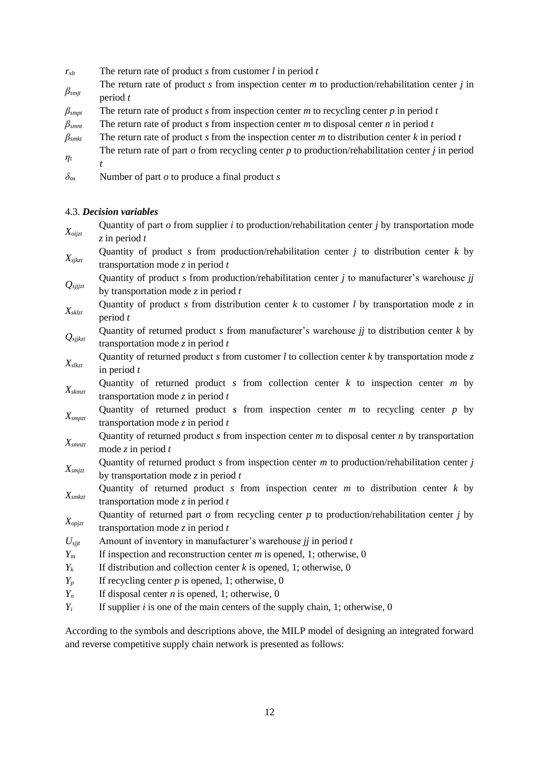$r_{slt}$ The return rate of product *s* from customer *l* in period *t*

$\beta_{smjt}$ The return rate of product *s* from inspection center *m* to production/rehabilitation center *j* in period *t*

$\beta_{smpt}$ The return rate of product *s* from inspection center *m* to recycling center *p* in period *t*

$\beta_{smnt}$ The return rate of product *s* from inspection center *m* to disposal center *n* in period *t*

$\beta_{smkt}$ The return rate of product *s* from the inspection center *m* to distribution center *k* in period *t*

$\eta_t$ The return rate of part *o* from recycling center *p* to production/rehabilitation center *j* in period *t*

$\delta_{os}$ Number of part *o* to produce a final product *s*

### 4.3. *Decision variables*

$X_{oijzt}$ Quantity of part *o* from supplier *i* to production/rehabilitation center *j* by transportation mode *z* in period *t*

$X_{sjkzt}$ Quantity of product *s* from production/rehabilitation center *j* to distribution center *k* by transportation mode *z* in period *t*

$Q_{sjjjzt}$ Quantity of product *s* from production/rehabilitation center *j* to manufacturer's warehouse *jj* by transportation mode *z* in period *t*

$X_{sklzt}$ Quantity of product *s* from distribution center *k* to customer *l* by transportation mode *z* in period *t*

$Q_{sjjkzt}$ Quantity of returned product *s* from manufacturer's warehouse *jj* to distribution center *k* by transportation mode *z* in period *t*

$X_{slkzt}$ Quantity of returned product *s* from customer *l* to collection center *k* by transportation mode *z* in period *t*

$X_{skmzt}$ Quantity of returned product *s* from collection center *k* to inspection center *m* by transportation mode *z* in period *t*

$X_{smpzt}$ Quantity of returned product *s* from inspection center *m* to recycling center *p* by transportation mode *z* in period *t*

$X_{smnzt}$ Quantity of returned product *s* from inspection center *m* to disposal center *n* by transportation mode *z* in period *t*

$X_{smjzt}$ Quantity of returned product *s* from inspection center *m* to production/rehabilitation center *j* by transportation mode *z* in period *t*

$X_{smkzt}$ Quantity of returned product *s* from inspection center *m* to distribution center *k* by transportation mode *z* in period *t*

$X_{opjzt}$ Quantity of returned part *o* from recycling center *p* to production/rehabilitation center *j* by transportation mode *z* in period *t*

$U_{sjjt}$ Amount of inventory in manufacturer's warehouse *jj* in period *t*

$Y_m$ If inspection and reconstruction center *m* is opened, 1; otherwise, 0

$Y_k$ If distribution and collection center *k* is opened, 1; otherwise, 0

$Y_p$ If recycling center *p* is opened, 1; otherwise, 0

$Y_n$ If disposal center *n* is opened, 1; otherwise, 0

$Y_i$ If supplier *i* is one of the main centers of the supply chain, 1; otherwise, 0

According to the symbols and descriptions above, the MILP model of designing an integrated forward and reverse competitive supply chain network is presented as follows: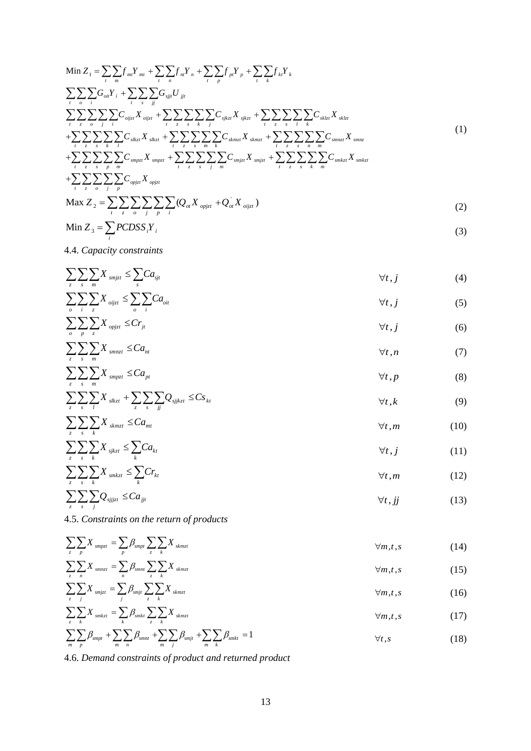$$
\begin{aligned}
\text{Min } Z_1 = & \sum_t \sum_m f_{mt} Y_{mt} + \sum_t \sum_n f_{nt} Y_n + \sum_t \sum_p f_{pt} Y_p + \sum_t \sum_k f_{kt} Y_k \\
& \sum_t \sum_o \sum_i G_{oit} Y_i + \sum_t \sum_s \sum_{jj} G_{sjjt} U_{jjt} \\
& \sum_t \sum_z \sum_o \sum_j \sum_i C_{oijzt} X_{oijzt} + \sum_t \sum_z \sum_s \sum_k \sum_j C_{sjkzt} X_{sjkzt} + \sum_t \sum_z \sum_s \sum_l \sum_k C_{sklzt} X_{sklzt} \\
& + \sum_t \sum_z \sum_s \sum_k \sum_l C_{slkzt} X_{slkzt} + \sum_t \sum_z \sum_s \sum_m \sum_k C_{skmzt} X_{skmzt} + \sum_t \sum_z \sum_s \sum_n \sum_m C_{smnzt} X_{smnz} \\
& + \sum_t \sum_z \sum_s \sum_p \sum_m C_{smpzt} X_{smpzt} + \sum_t \sum_z \sum_s \sum_j \sum_m C_{smjzt} X_{smjzt} + \sum_t \sum_z \sum_s \sum_k \sum_m C_{smkzt} X_{smkzt} \\
& + \sum_t \sum_z \sum_o \sum_j \sum_p C_{opjzt} X_{opjzt}
\end{aligned} \tag{1}
$$

$$
\text{Max } Z_2 = \sum_t \sum_z \sum_o \sum_j \sum_p \sum_i (Q_{ot} X_{opjzt} + Q'_{ot} X_{oijzt}) \tag{2}
$$

$$
\text{Min } Z_3 = \sum_i PCDSS_i Y_i \tag{3}
$$

4.4. *Capacity constraints*

$$
\sum_z \sum_s \sum_m X_{smjzt} \le \sum_s Ca_{sjt} \qquad \forall t, j \tag{4}
$$

$$
\sum_o \sum_i \sum_z X_{oijzt} \le \sum_o \sum_i Ca_{oit} \qquad \forall t, j \tag{5}
$$

$$
\sum_o \sum_p \sum_z X_{opjzt} \le Cr_{jt} \qquad \forall t, j \tag{6}
$$

$$
\sum_z \sum_s \sum_m X_{smnzt} \le Ca_{nt} \qquad \forall t, n \tag{7}
$$

$$
\sum_z \sum_s \sum_m X_{smpzt} \le Ca_{pt} \qquad \forall t, p \tag{8}
$$

$$
\sum_z \sum_s \sum_l X_{slkzt} + \sum_z \sum_s \sum_{jj} Q_{sjjkzt} \le Cs_{kt} \qquad \forall t, k \tag{9}
$$

$$
\sum_z \sum_s \sum_k X_{skmzt} \le Ca_{mt} \qquad \forall t, m \tag{10}
$$

$$
\sum_z \sum_s \sum_k X_{sjkzt} \le \sum_k Ca_{kt} \qquad \forall t, j \tag{11}
$$

$$
\sum_z \sum_s \sum_k X_{smkzt} \le \sum_k Cr_{kt} \qquad \forall t, m \tag{12}
$$

$$
\sum_z \sum_s \sum_j Q_{sjjjzt} \le Ca_{jjt} \qquad \forall t, jj \tag{13}
$$

4.5. *Constraints on the return of products*

$$
\sum_z \sum_p X_{smpzt} = \sum_p \beta_{smpt} \sum_z \sum_k X_{skmzt} \qquad \forall m, t, s \tag{14}
$$

$$
\sum_z \sum_n X_{smnzt} = \sum_n \beta_{smnt} \sum_z \sum_k X_{skmzt} \qquad \forall m, t, s \tag{15}
$$

$$
\sum_z \sum_j X_{smjzt} = \sum_j \beta_{smjt} \sum_z \sum_k X_{skmzt} \qquad \forall m, t, s \tag{16}
$$

$$
\sum_z \sum_k X_{smkzt} = \sum_k \beta_{smkt} \sum_z \sum_k X_{skmzt} \qquad \forall m, t, s \tag{17}
$$

$$
\sum_m \sum_p \beta_{smpt} + \sum_m \sum_n \beta_{smnt} + \sum_m \sum_j \beta_{smjt} + \sum_m \sum_k \beta_{smkt} = 1 \qquad \forall t, s \tag{18}
$$

4.6. *Demand constraints of product and returned product*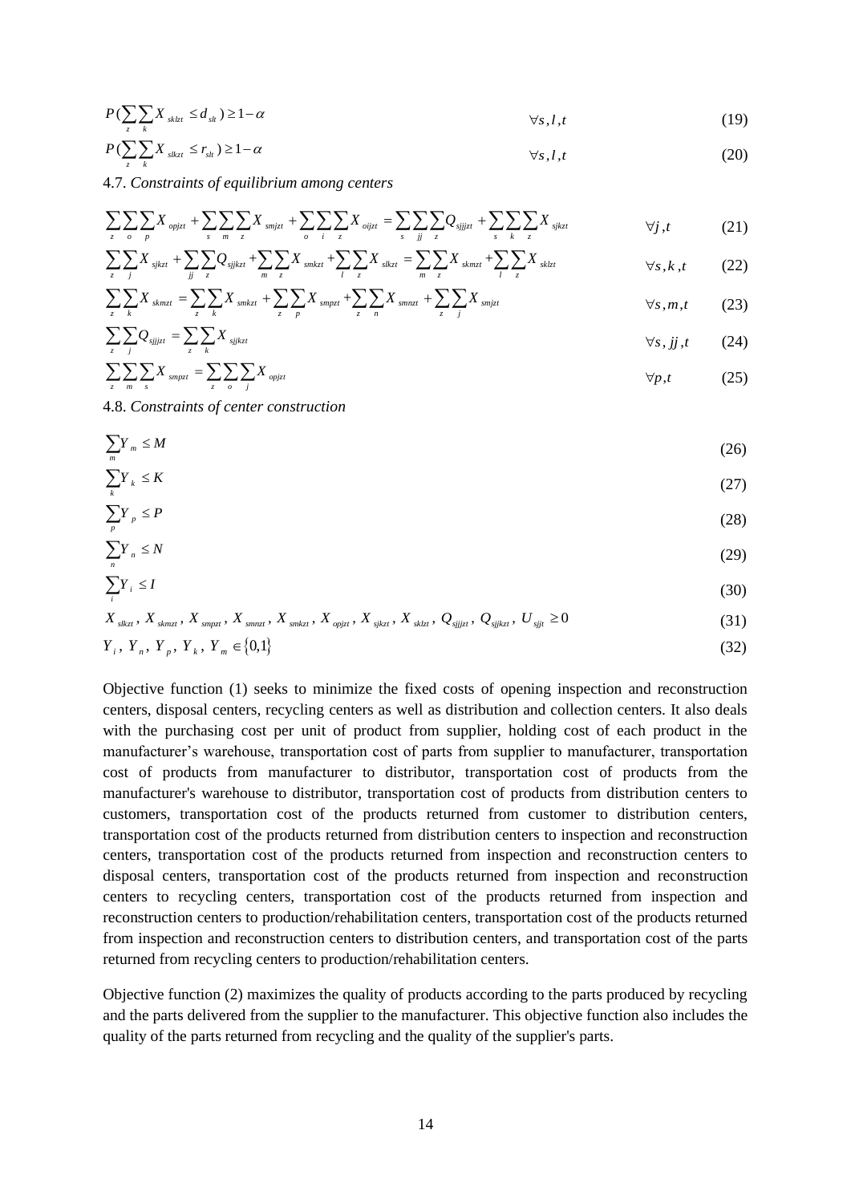$$P(\sum_{z}\sum_{k} X_{sklzt} \le d_{slt}) \ge 1-\alpha \qquad \forall s,l,t \tag{19}$$

$$P(\sum_{z}\sum_{k} X_{slkzt} \le r_{slt}) \ge 1-\alpha \qquad \forall s,l,t \tag{20}$$

4.7. *Constraints of equilibrium among centers*

$$\sum_{z}\sum_{o}\sum_{p} X_{opjzt} + \sum_{s}\sum_{m}\sum_{z} X_{smjzt} + \sum_{o}\sum_{i}\sum_{z} X_{oijzt} = \sum_{s}\sum_{jj}\sum_{z} Q_{sjjjzt} + \sum_{s}\sum_{k}\sum_{z} X_{sjkzt} \qquad \forall j,t \tag{21}$$

$$\sum_{z}\sum_{j} X_{sjkzt} + \sum_{jj}\sum_{z} Q_{sjjkzt} + \sum_{m}\sum_{z} X_{smkzt} + \sum_{l}\sum_{z} X_{slkzt} = \sum_{m}\sum_{z} X_{skmzt} + \sum_{l}\sum_{z} X_{sklzt} \qquad \forall s,k,t \tag{22}$$

$$\sum_{z}\sum_{k} X_{skmzt} = \sum_{z}\sum_{k} X_{smkzt} + \sum_{z}\sum_{p} X_{smpzt} + \sum_{z}\sum_{n} X_{smnzt} + \sum_{z}\sum_{j} X_{smjzt} \qquad \forall s,m,t \tag{23}$$

$$\sum_{z}\sum_{j} Q_{sjjjzt} = \sum_{z}\sum_{k} X_{sjjkzt} \qquad \forall s,jj,t \tag{24}$$

$$\sum_{z}\sum_{m}\sum_{s} X_{smpzt} = \sum_{z}\sum_{o}\sum_{j} X_{opjzt} \qquad \forall p,t \tag{25}$$

4.8. *Constraints of center construction*

$$\sum_{m} Y_{m} \le M \tag{26}$$

$$\sum_{k} Y_{k} \le K \tag{27}$$

$$\sum_{p} Y_{p} \le P \tag{28}$$

$$\sum_{n} Y_{n} \le N \tag{29}$$

$$\sum_{i} Y_{i} \le I \tag{30}$$

$$X_{slkzt},\ X_{skmzt},\ X_{smpzt},\ X_{smnzt},\ X_{smkzt},\ X_{opjzt},\ X_{sjkzt},\ X_{sklzt},\ Q_{sjjjzt},\ Q_{sjjkzt},\ U_{sjit} \ge 0 \tag{31}$$

$$Y_{i},\ Y_{n},\ Y_{p},\ Y_{k},\ Y_{m} \in \{0,1\} \tag{32}$$

Objective function (1) seeks to minimize the fixed costs of opening inspection and reconstruction centers, disposal centers, recycling centers as well as distribution and collection centers. It also deals with the purchasing cost per unit of product from supplier, holding cost of each product in the manufacturer's warehouse, transportation cost of parts from supplier to manufacturer, transportation cost of products from manufacturer to distributor, transportation cost of products from the manufacturer's warehouse to distributor, transportation cost of products from distribution centers to customers, transportation cost of the products returned from customer to distribution centers, transportation cost of the products returned from distribution centers to inspection and reconstruction centers, transportation cost of the products returned from inspection and reconstruction centers to disposal centers, transportation cost of the products returned from inspection and reconstruction centers to recycling centers, transportation cost of the products returned from inspection and reconstruction centers to production/rehabilitation centers, transportation cost of the products returned from inspection and reconstruction centers to distribution centers, and transportation cost of the parts returned from recycling centers to production/rehabilitation centers.

Objective function (2) maximizes the quality of products according to the parts produced by recycling and the parts delivered from the supplier to the manufacturer. This objective function also includes the quality of the parts returned from recycling and the quality of the supplier's parts.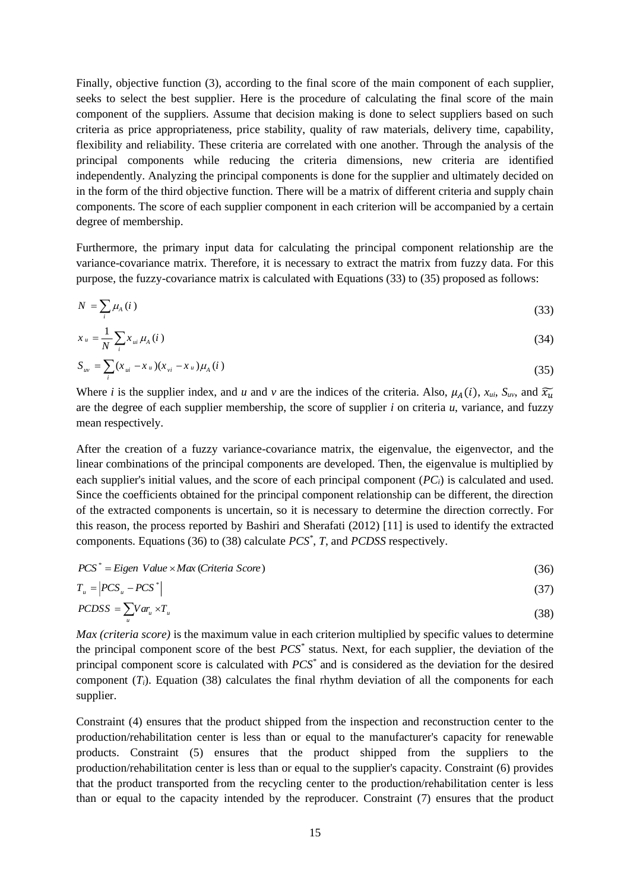Finally, objective function (3), according to the final score of the main component of each supplier, seeks to select the best supplier. Here is the procedure of calculating the final score of the main component of the suppliers. Assume that decision making is done to select suppliers based on such criteria as price appropriateness, price stability, quality of raw materials, delivery time, capability, flexibility and reliability. These criteria are correlated with one another. Through the analysis of the principal components while reducing the criteria dimensions, new criteria are identified independently. Analyzing the principal components is done for the supplier and ultimately decided on in the form of the third objective function. There will be a matrix of different criteria and supply chain components. The score of each supplier component in each criterion will be accompanied by a certain degree of membership.

Furthermore, the primary input data for calculating the principal component relationship are the variance-covariance matrix. Therefore, it is necessary to extract the matrix from fuzzy data. For this purpose, the fuzzy-covariance matrix is calculated with Equations (33) to (35) proposed as follows:

$$N = \sum_{i} \mu_A(i) \tag{33}$$

$$x_u = \frac{1}{N} \sum_{i} x_{ui}\, \mu_A(i) \tag{34}$$

$$S_{uv} = \sum_{i} (x_{ui} - x_u)(x_{vi} - x_u)\mu_A(i) \tag{35}$$

Where $i$ is the supplier index, and $u$ and $v$ are the indices of the criteria. Also, $\mu_A(i)$, $x_{ui}$, $S_{uv}$, and $\widetilde{x_u}$ are the degree of each supplier membership, the score of supplier $i$ on criteria $u$, variance, and fuzzy mean respectively.

After the creation of a fuzzy variance-covariance matrix, the eigenvalue, the eigenvector, and the linear combinations of the principal components are developed. Then, the eigenvalue is multiplied by each supplier's initial values, and the score of each principal component ($PC_i$) is calculated and used. Since the coefficients obtained for the principal component relationship can be different, the direction of the extracted components is uncertain, so it is necessary to determine the direction correctly. For this reason, the process reported by Bashiri and Sherafati (2012) [11] is used to identify the extracted components. Equations (36) to (38) calculate $PCS^*$, $T$, and $PCDSS$ respectively.

$$PCS^* = Eigen\ Value \times Max\,(Criteria\ Score) \tag{36}$$

$$T_u = \left| PCS_u - PCS^* \right| \tag{37}$$

$$PCDSS = \sum_{u} Var_u \times T_u \tag{38}$$

*Max (criteria score)* is the maximum value in each criterion multiplied by specific values to determine the principal component score of the best $PCS^*$ status. Next, for each supplier, the deviation of the principal component score is calculated with $PCS^*$ and is considered as the deviation for the desired component ($T_i$). Equation (38) calculates the final rhythm deviation of all the components for each supplier.

Constraint (4) ensures that the product shipped from the inspection and reconstruction center to the production/rehabilitation center is less than or equal to the manufacturer's capacity for renewable products. Constraint (5) ensures that the product shipped from the suppliers to the production/rehabilitation center is less than or equal to the supplier's capacity. Constraint (6) provides that the product transported from the recycling center to the production/rehabilitation center is less than or equal to the capacity intended by the reproducer. Constraint (7) ensures that the product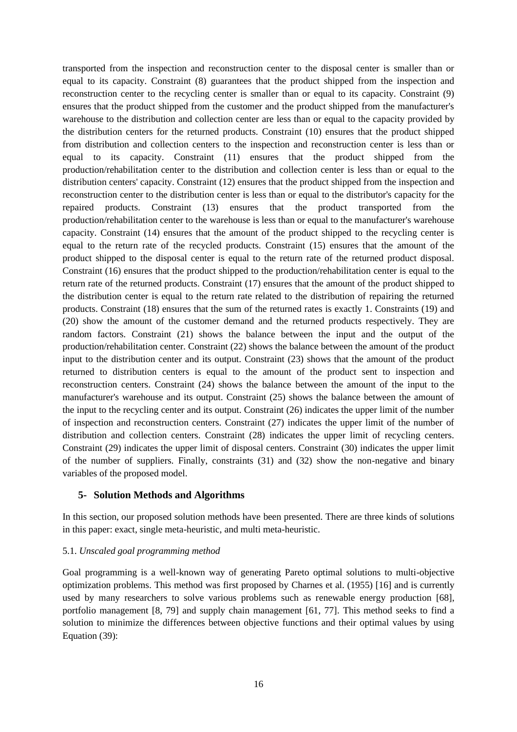transported from the inspection and reconstruction center to the disposal center is smaller than or equal to its capacity. Constraint (8) guarantees that the product shipped from the inspection and reconstruction center to the recycling center is smaller than or equal to its capacity. Constraint (9) ensures that the product shipped from the customer and the product shipped from the manufacturer's warehouse to the distribution and collection center are less than or equal to the capacity provided by the distribution centers for the returned products. Constraint (10) ensures that the product shipped from distribution and collection centers to the inspection and reconstruction center is less than or equal to its capacity. Constraint (11) ensures that the product shipped from the production/rehabilitation center to the distribution and collection center is less than or equal to the distribution centers' capacity. Constraint (12) ensures that the product shipped from the inspection and reconstruction center to the distribution center is less than or equal to the distributor's capacity for the repaired products. Constraint (13) ensures that the product transported from the production/rehabilitation center to the warehouse is less than or equal to the manufacturer's warehouse capacity. Constraint (14) ensures that the amount of the product shipped to the recycling center is equal to the return rate of the recycled products. Constraint (15) ensures that the amount of the product shipped to the disposal center is equal to the return rate of the returned product disposal. Constraint (16) ensures that the product shipped to the production/rehabilitation center is equal to the return rate of the returned products. Constraint (17) ensures that the amount of the product shipped to the distribution center is equal to the return rate related to the distribution of repairing the returned products. Constraint (18) ensures that the sum of the returned rates is exactly 1. Constraints (19) and (20) show the amount of the customer demand and the returned products respectively. They are random factors. Constraint (21) shows the balance between the input and the output of the production/rehabilitation center. Constraint (22) shows the balance between the amount of the product input to the distribution center and its output. Constraint (23) shows that the amount of the product returned to distribution centers is equal to the amount of the product sent to inspection and reconstruction centers. Constraint (24) shows the balance between the amount of the input to the manufacturer's warehouse and its output. Constraint (25) shows the balance between the amount of the input to the recycling center and its output. Constraint (26) indicates the upper limit of the number of inspection and reconstruction centers. Constraint (27) indicates the upper limit of the number of distribution and collection centers. Constraint (28) indicates the upper limit of recycling centers. Constraint (29) indicates the upper limit of disposal centers. Constraint (30) indicates the upper limit of the number of suppliers. Finally, constraints (31) and (32) show the non-negative and binary variables of the proposed model.

## 5- Solution Methods and Algorithms

In this section, our proposed solution methods have been presented. There are three kinds of solutions in this paper: exact, single meta-heuristic, and multi meta-heuristic.

### 5.1. *Unscaled goal programming method*

Goal programming is a well-known way of generating Pareto optimal solutions to multi-objective optimization problems. This method was first proposed by Charnes et al. (1955) [16] and is currently used by many researchers to solve various problems such as renewable energy production [68], portfolio management [8, 79] and supply chain management [61, 77]. This method seeks to find a solution to minimize the differences between objective functions and their optimal values by using Equation (39):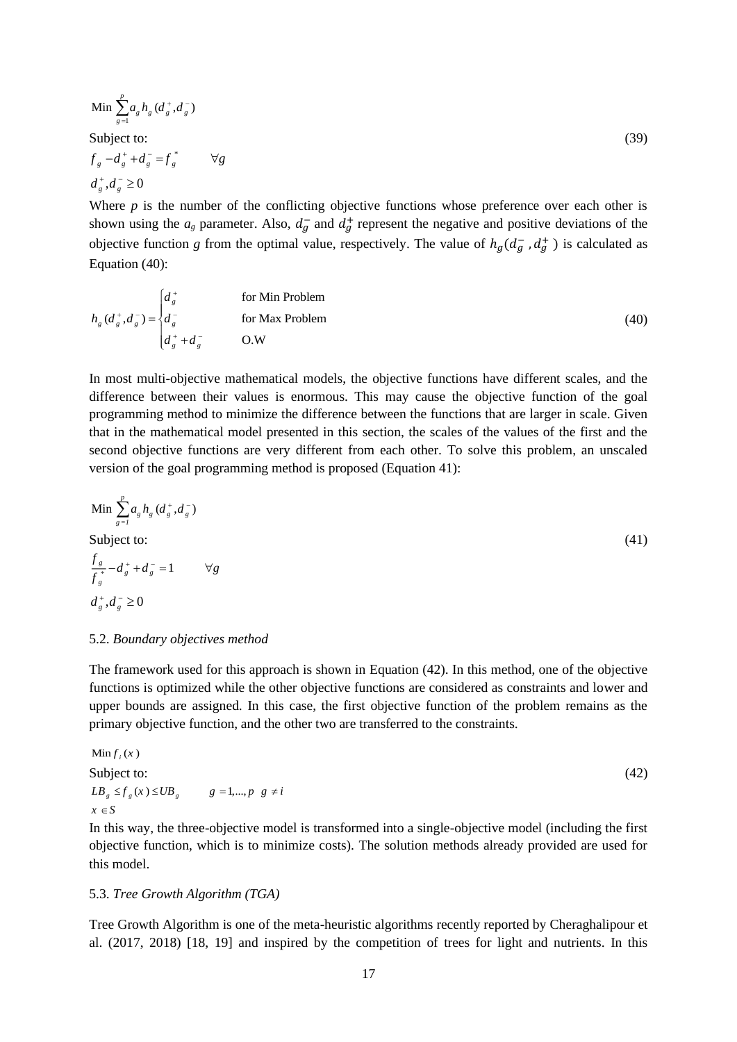$$
\begin{aligned}
&\text{Min } \sum_{g=1}^{p} a_g h_g (d_g^+, d_g^-) \\
&\text{Subject to:} \\
&f_g - d_g^+ + d_g^- = f_g^* \qquad \forall g \\
&d_g^+, d_g^- \geq 0
\end{aligned} \tag{39}
$$

Where $p$ is the number of the conflicting objective functions whose preference over each other is shown using the $a_g$ parameter. Also, $d_g^-$ and $d_g^+$ represent the negative and positive deviations of the objective function $g$ from the optimal value, respectively. The value of $h_g(d_g^-, d_g^+)$ is calculated as Equation (40):

$$
h_g (d_g^+, d_g^-) = \begin{cases} d_g^+ & \text{for Min Problem} \\ d_g^- & \text{for Max Problem} \\ d_g^+ + d_g^- & \text{O.W} \end{cases} \tag{40}
$$

In most multi-objective mathematical models, the objective functions have different scales, and the difference between their values is enormous. This may cause the objective function of the goal programming method to minimize the difference between the functions that are larger in scale. Given that in the mathematical model presented in this section, the scales of the values of the first and the second objective functions are very different from each other. To solve this problem, an unscaled version of the goal programming method is proposed (Equation 41):

$$
\begin{aligned}
&\text{Min } \sum_{g=1}^{p} a_g h_g (d_g^+, d_g^-) \\
&\text{Subject to:} \\
&\frac{f_g}{f_g^*} - d_g^+ + d_g^- = 1 \qquad \forall g \\
&d_g^+, d_g^- \geq 0
\end{aligned} \tag{41}
$$

### 5.2. *Boundary objectives method*

The framework used for this approach is shown in Equation (42). In this method, one of the objective functions is optimized while the other objective functions are considered as constraints and lower and upper bounds are assigned. In this case, the first objective function of the problem remains as the primary objective function, and the other two are transferred to the constraints.

$$
\begin{aligned}
&\text{Min } f_i(x) \\
&\text{Subject to:} \\
&LB_g \leq f_g(x) \leq UB_g \qquad g = 1,...,p \;\; g \neq i \\
&x \in S
\end{aligned} \tag{42}
$$

In this way, the three-objective model is transformed into a single-objective model (including the first objective function, which is to minimize costs). The solution methods already provided are used for this model.

### 5.3. *Tree Growth Algorithm (TGA)*

Tree Growth Algorithm is one of the meta-heuristic algorithms recently reported by Cheraghalipour et al. (2017, 2018) [18, 19] and inspired by the competition of trees for light and nutrients. In this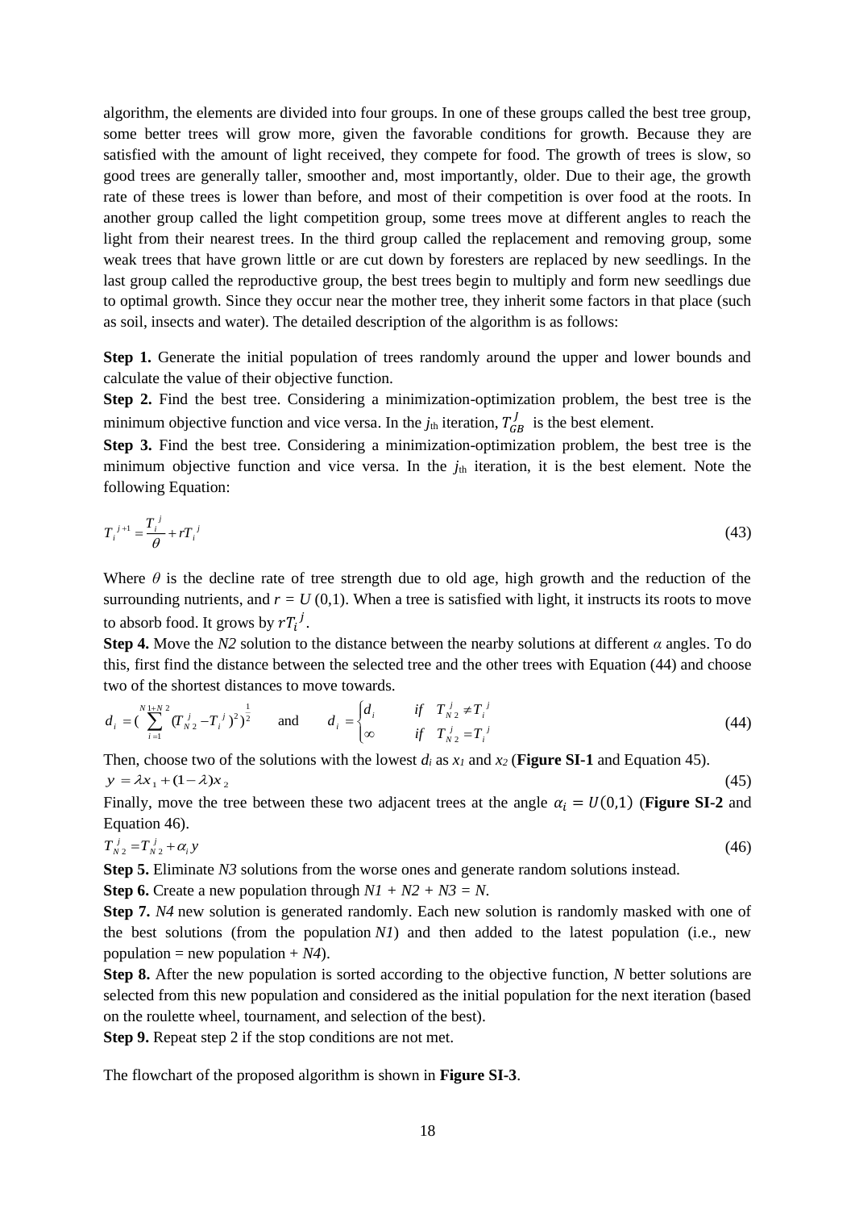algorithm, the elements are divided into four groups. In one of these groups called the best tree group, some better trees will grow more, given the favorable conditions for growth. Because they are satisfied with the amount of light received, they compete for food. The growth of trees is slow, so good trees are generally taller, smoother and, most importantly, older. Due to their age, the growth rate of these trees is lower than before, and most of their competition is over food at the roots. In another group called the light competition group, some trees move at different angles to reach the light from their nearest trees. In the third group called the replacement and removing group, some weak trees that have grown little or are cut down by foresters are replaced by new seedlings. In the last group called the reproductive group, the best trees begin to multiply and form new seedlings due to optimal growth. Since they occur near the mother tree, they inherit some factors in that place (such as soil, insects and water). The detailed description of the algorithm is as follows:

**Step 1.** Generate the initial population of trees randomly around the upper and lower bounds and calculate the value of their objective function.

**Step 2.** Find the best tree. Considering a minimization-optimization problem, the best tree is the minimum objective function and vice versa. In the $j_{\text{th}}$ iteration, $T_{GB}^{J}$ is the best element.

**Step 3.** Find the best tree. Considering a minimization-optimization problem, the best tree is the minimum objective function and vice versa. In the $j_{\text{th}}$ iteration, it is the best element. Note the following Equation:

$$T_i^{\,j+1} = \frac{T_i^{\,j}}{\theta} + rT_i^{\,j} \tag{43}$$

Where $\theta$ is the decline rate of tree strength due to old age, high growth and the reduction of the surrounding nutrients, and $r = U(0,1)$. When a tree is satisfied with light, it instructs its roots to move to absorb food. It grows by $rT_i^{\,j}$.

**Step 4.** Move the *N2* solution to the distance between the nearby solutions at different $\alpha$ angles. To do this, first find the distance between the selected tree and the other trees with Equation (44) and choose two of the shortest distances to move towards.

$$d_i = \left(\sum_{i=1}^{N1+N2} (T_{N2}^{\,j} - T_i^{\,j})^2\right)^{\frac{1}{2}} \quad \text{and} \quad d_i = \begin{cases} d_i & \text{if} \quad T_{N2}^{\,j} \neq T_i^{\,j} \\ \infty & \text{if} \quad T_{N2}^{\,j} = T_i^{\,j} \end{cases} \tag{44}$$

Then, choose two of the solutions with the lowest $d_i$ as $x_1$ and $x_2$ (**Figure SI-1** and Equation 45).

$$y = \lambda x_1 + (1-\lambda) x_2 \tag{45}$$

Finally, move the tree between these two adjacent trees at the angle $\alpha_i = U(0,1)$ (**Figure SI-2** and Equation 46).

$$T_{N2}^{\,j} = T_{N2}^{\,j} + \alpha_i y \tag{46}$$

**Step 5.** Eliminate *N3* solutions from the worse ones and generate random solutions instead.

**Step 6.** Create a new population through *N1* + *N2* + *N3* = *N*.

**Step 7.** *N4* new solution is generated randomly. Each new solution is randomly masked with one of the best solutions (from the population *N1*) and then added to the latest population (i.e., new population = new population + *N4*).

**Step 8.** After the new population is sorted according to the objective function, *N* better solutions are selected from this new population and considered as the initial population for the next iteration (based on the roulette wheel, tournament, and selection of the best).

**Step 9.** Repeat step 2 if the stop conditions are not met.

The flowchart of the proposed algorithm is shown in **Figure SI-3**.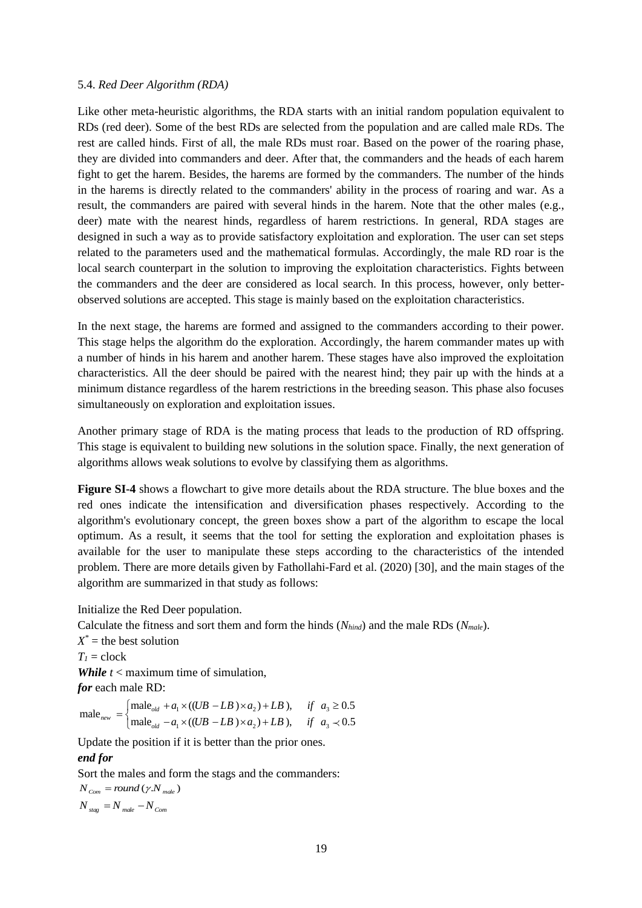5.4. *Red Deer Algorithm (RDA)*

Like other meta-heuristic algorithms, the RDA starts with an initial random population equivalent to RDs (red deer). Some of the best RDs are selected from the population and are called male RDs. The rest are called hinds. First of all, the male RDs must roar. Based on the power of the roaring phase, they are divided into commanders and deer. After that, the commanders and the heads of each harem fight to get the harem. Besides, the harems are formed by the commanders. The number of the hinds in the harems is directly related to the commanders' ability in the process of roaring and war. As a result, the commanders are paired with several hinds in the harem. Note that the other males (e.g., deer) mate with the nearest hinds, regardless of harem restrictions. In general, RDA stages are designed in such a way as to provide satisfactory exploitation and exploration. The user can set steps related to the parameters used and the mathematical formulas. Accordingly, the male RD roar is the local search counterpart in the solution to improving the exploitation characteristics. Fights between the commanders and the deer are considered as local search. In this process, however, only better-observed solutions are accepted. This stage is mainly based on the exploitation characteristics.

In the next stage, the harems are formed and assigned to the commanders according to their power. This stage helps the algorithm do the exploration. Accordingly, the harem commander mates up with a number of hinds in his harem and another harem. These stages have also improved the exploitation characteristics. All the deer should be paired with the nearest hind; they pair up with the hinds at a minimum distance regardless of the harem restrictions in the breeding season. This phase also focuses simultaneously on exploration and exploitation issues.

Another primary stage of RDA is the mating process that leads to the production of RD offspring. This stage is equivalent to building new solutions in the solution space. Finally, the next generation of algorithms allows weak solutions to evolve by classifying them as algorithms.

**Figure SI-4** shows a flowchart to give more details about the RDA structure. The blue boxes and the red ones indicate the intensification and diversification phases respectively. According to the algorithm's evolutionary concept, the green boxes show a part of the algorithm to escape the local optimum. As a result, it seems that the tool for setting the exploration and exploitation phases is available for the user to manipulate these steps according to the characteristics of the intended problem. There are more details given by Fathollahi-Fard et al. (2020) [30], and the main stages of the algorithm are summarized in that study as follows:

Initialize the Red Deer population.
Calculate the fitness and sort them and form the hinds ($N_{hind}$) and the male RDs ($N_{male}$).
$X^*$ = the best solution
$T_1$ = clock
***While*** $t$ < maximum time of simulation,
***for*** each male RD:

$$\text{male}_{new} = \begin{cases} \text{male}_{old} + a_1 \times ((UB - LB) \times a_2) + LB), & if \;\; a_3 \geq 0.5 \\ \text{male}_{old} - a_1 \times ((UB - LB) \times a_2) + LB), & if \;\; a_3 \prec 0.5 \end{cases}$$

Update the position if it is better than the prior ones.
***end for***
Sort the males and form the stags and the commanders:

$$N_{Com} = round(\gamma . N_{male})$$

$$N_{stag} = N_{male} - N_{Com}$$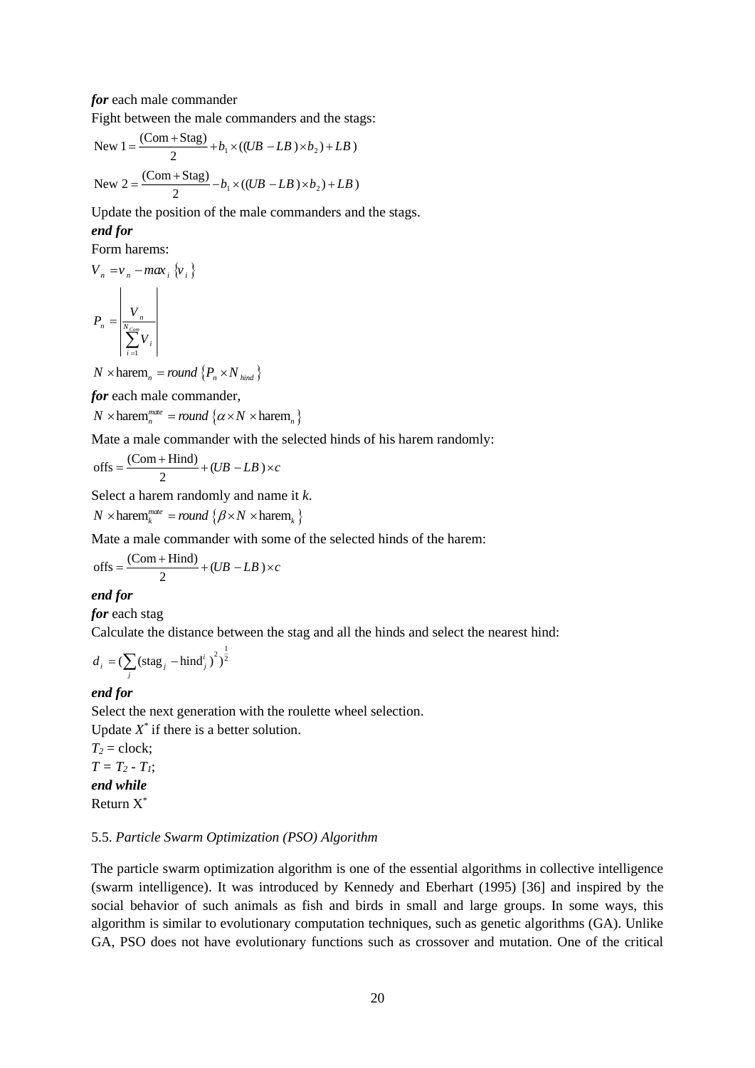***for*** each male commander

Fight between the male commanders and the stags:

$$\text{New } 1 = \frac{(\text{Com} + \text{Stag})}{2} + b_1 \times ((UB - LB) \times b_2) + LB)$$

$$\text{New } 2 = \frac{(\text{Com} + \text{Stag})}{2} - b_1 \times ((UB - LB) \times b_2) + LB)$$

Update the position of the male commanders and the stags.

***end for***

Form harems:

$$V_n = v_n - max_i \{v_i\}$$

$$P_n = \left| \frac{V_n}{\sum_{i=1}^{N_{Com}} V_i} \right|$$

$$N \times \text{harem}_n = round \{P_n \times N_{hind}\}$$

***for*** each male commander,

$$N \times \text{harem}_n^{mate} = round \{\alpha \times N \times \text{harem}_n\}$$

Mate a male commander with the selected hinds of his harem randomly:

$$\text{offs} = \frac{(\text{Com} + \text{Hind})}{2} + (UB - LB) \times c$$

Select a harem randomly and name it *k*.

$$N \times \text{harem}_k^{mate} = round \{\beta \times N \times \text{harem}_k\}$$

Mate a male commander with some of the selected hinds of the harem:

$$\text{offs} = \frac{(\text{Com} + \text{Hind})}{2} + (UB - LB) \times c$$

***end for***

***for*** each stag

Calculate the distance between the stag and all the hinds and select the nearest hind:

$$d_i = (\sum_j (\text{stag}_j - \text{hind}_j^i)^2)^{\frac{1}{2}}$$

***end for***

Select the next generation with the roulette wheel selection.

Update $X^*$ if there is a better solution.

$T_2$ = clock;

$T = T_2 - T_1$;

***end while***

Return $X^*$

### 5.5. *Particle Swarm Optimization (PSO) Algorithm*

The particle swarm optimization algorithm is one of the essential algorithms in collective intelligence (swarm intelligence). It was introduced by Kennedy and Eberhart (1995) [36] and inspired by the social behavior of such animals as fish and birds in small and large groups. In some ways, this algorithm is similar to evolutionary computation techniques, such as genetic algorithms (GA). Unlike GA, PSO does not have evolutionary functions such as crossover and mutation. One of the critical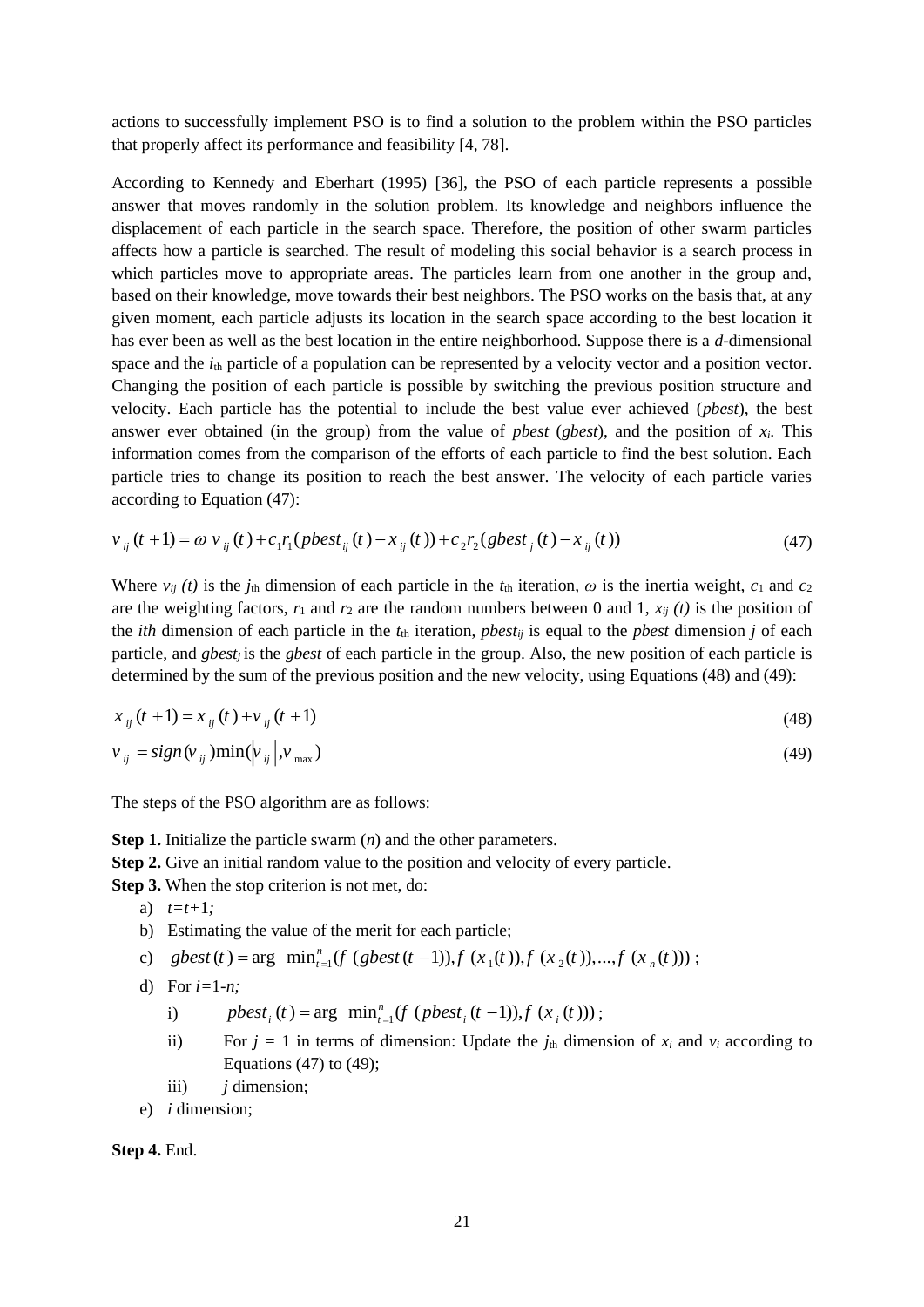actions to successfully implement PSO is to find a solution to the problem within the PSO particles that properly affect its performance and feasibility [4, 78].

According to Kennedy and Eberhart (1995) [36], the PSO of each particle represents a possible answer that moves randomly in the solution problem. Its knowledge and neighbors influence the displacement of each particle in the search space. Therefore, the position of other swarm particles affects how a particle is searched. The result of modeling this social behavior is a search process in which particles move to appropriate areas. The particles learn from one another in the group and, based on their knowledge, move towards their best neighbors. The PSO works on the basis that, at any given moment, each particle adjusts its location in the search space according to the best location it has ever been as well as the best location in the entire neighborhood. Suppose there is a *d*-dimensional space and the $i_{th}$ particle of a population can be represented by a velocity vector and a position vector. Changing the position of each particle is possible by switching the previous position structure and velocity. Each particle has the potential to include the best value ever achieved (*pbest*), the best answer ever obtained (in the group) from the value of *pbest* (*gbest*), and the position of $x_i$. This information comes from the comparison of the efforts of each particle to find the best solution. Each particle tries to change its position to reach the best answer. The velocity of each particle varies according to Equation (47):

$$v_{ij}(t+1) = \omega\, v_{ij}(t) + c_1 r_1 (pbest_{ij}(t) - x_{ij}(t)) + c_2 r_2 (gbest_j(t) - x_{ij}(t)) \tag{47}$$

Where $v_{ij}(t)$ is the $j_{th}$ dimension of each particle in the $t_{th}$ iteration, $\omega$ is the inertia weight, $c_1$ and $c_2$ are the weighting factors, $r_1$ and $r_2$ are the random numbers between 0 and 1, $x_{ij}(t)$ is the position of the *ith* dimension of each particle in the $t_{th}$ iteration, $pbest_{ij}$ is equal to the *pbest* dimension *j* of each particle, and $gbest_j$ is the *gbest* of each particle in the group. Also, the new position of each particle is determined by the sum of the previous position and the new velocity, using Equations (48) and (49):

$$x_{ij}(t+1) = x_{ij}(t) + v_{ij}(t+1) \tag{48}$$

$$v_{ij} = sign(v_{ij}) \min(|v_{ij}|, v_{\max}) \tag{49}$$

The steps of the PSO algorithm are as follows:

**Step 1.** Initialize the particle swarm (*n*) and the other parameters.

**Step 2.** Give an initial random value to the position and velocity of every particle.

**Step 3.** When the stop criterion is not met, do:

a) $t=t+1$;
b) Estimating the value of the merit for each particle;
c) $gbest(t) = \arg\ \min_{t=1}^{n}(f\ (gbest(t-1)), f\ (x_1(t)), f\ (x_2(t)), ..., f\ (x_n(t)))$;
d) For $i=1$-$n$;
   i) $pbest_i(t) = \arg\ \min_{t=1}^{n}(f\ (pbest_i(t-1)), f\ (x_i(t)))$;
   ii) For $j = 1$ in terms of dimension: Update the $j_{th}$ dimension of $x_i$ and $v_i$ according to Equations (47) to (49);
   iii) *j* dimension;
e) *i* dimension;

**Step 4.** End.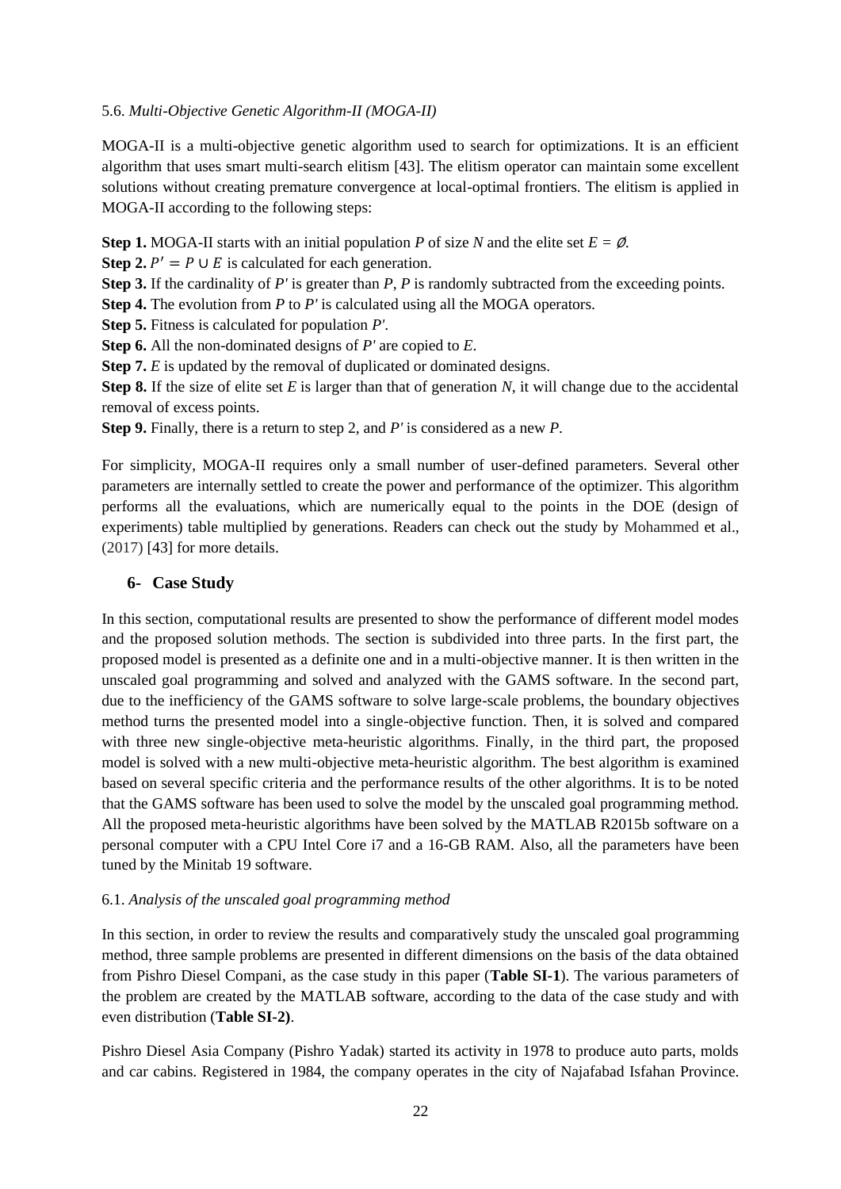5.6. *Multi-Objective Genetic Algorithm-II (MOGA-II)*

MOGA-II is a multi-objective genetic algorithm used to search for optimizations. It is an efficient algorithm that uses smart multi-search elitism [43]. The elitism operator can maintain some excellent solutions without creating premature convergence at local-optimal frontiers. The elitism is applied in MOGA-II according to the following steps:

**Step 1.** MOGA-II starts with an initial population $P$ of size $N$ and the elite set $E = \emptyset$.
**Step 2.** $P' = P \cup E$ is calculated for each generation.
**Step 3.** If the cardinality of $P'$ is greater than $P$, $P$ is randomly subtracted from the exceeding points.
**Step 4.** The evolution from $P$ to $P'$ is calculated using all the MOGA operators.
**Step 5.** Fitness is calculated for population $P'$.
**Step 6.** All the non-dominated designs of $P'$ are copied to $E$.
**Step 7.** $E$ is updated by the removal of duplicated or dominated designs.
**Step 8.** If the size of elite set $E$ is larger than that of generation $N$, it will change due to the accidental removal of excess points.
**Step 9.** Finally, there is a return to step 2, and $P'$ is considered as a new $P$.

For simplicity, MOGA-II requires only a small number of user-defined parameters. Several other parameters are internally settled to create the power and performance of the optimizer. This algorithm performs all the evaluations, which are numerically equal to the points in the DOE (design of experiments) table multiplied by generations. Readers can check out the study by Mohammed et al., (2017) [43] for more details.

## 6- Case Study

In this section, computational results are presented to show the performance of different model modes and the proposed solution methods. The section is subdivided into three parts. In the first part, the proposed model is presented as a definite one and in a multi-objective manner. It is then written in the unscaled goal programming and solved and analyzed with the GAMS software. In the second part, due to the inefficiency of the GAMS software to solve large-scale problems, the boundary objectives method turns the presented model into a single-objective function. Then, it is solved and compared with three new single-objective meta-heuristic algorithms. Finally, in the third part, the proposed model is solved with a new multi-objective meta-heuristic algorithm. The best algorithm is examined based on several specific criteria and the performance results of the other algorithms. It is to be noted that the GAMS software has been used to solve the model by the unscaled goal programming method. All the proposed meta-heuristic algorithms have been solved by the MATLAB R2015b software on a personal computer with a CPU Intel Core i7 and a 16-GB RAM. Also, all the parameters have been tuned by the Minitab 19 software.

6.1. *Analysis of the unscaled goal programming method*

In this section, in order to review the results and comparatively study the unscaled goal programming method, three sample problems are presented in different dimensions on the basis of the data obtained from Pishro Diesel Compani, as the case study in this paper (**Table SI-1**). The various parameters of the problem are created by the MATLAB software, according to the data of the case study and with even distribution (**Table SI-2)**.

Pishro Diesel Asia Company (Pishro Yadak) started its activity in 1978 to produce auto parts, molds and car cabins. Registered in 1984, the company operates in the city of Najafabad Isfahan Province.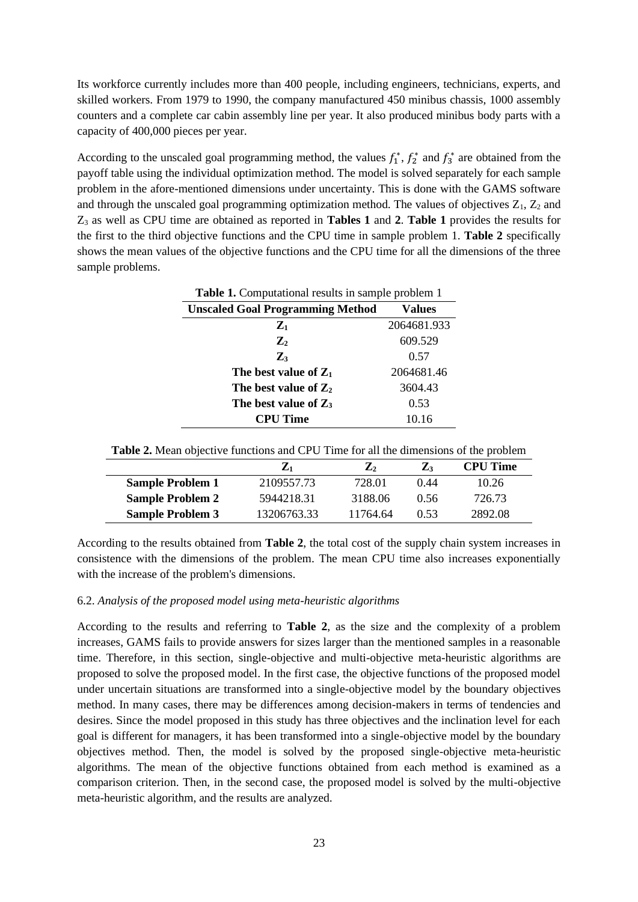Its workforce currently includes more than 400 people, including engineers, technicians, experts, and skilled workers. From 1979 to 1990, the company manufactured 450 minibus chassis, 1000 assembly counters and a complete car cabin assembly line per year. It also produced minibus body parts with a capacity of 400,000 pieces per year.

According to the unscaled goal programming method, the values $f_1^*$, $f_2^*$ and $f_3^*$ are obtained from the payoff table using the individual optimization method. The model is solved separately for each sample problem in the afore-mentioned dimensions under uncertainty. This is done with the GAMS software and through the unscaled goal programming optimization method. The values of objectives $Z_1$, $Z_2$ and $Z_3$ as well as CPU time are obtained as reported in **Tables 1** and **2**. **Table 1** provides the results for the first to the third objective functions and the CPU time in sample problem 1. **Table 2** specifically shows the mean values of the objective functions and the CPU time for all the dimensions of the three sample problems.

**Table 1.** Computational results in sample problem 1

| Unscaled Goal Programming Method | Values |
|---|---|
| $Z_1$ | 2064681.933 |
| $Z_2$ | 609.529 |
| $Z_3$ | 0.57 |
| The best value of $Z_1$ | 2064681.46 |
| The best value of $Z_2$ | 3604.43 |
| The best value of $Z_3$ | 0.53 |
| CPU Time | 10.16 |

**Table 2.** Mean objective functions and CPU Time for all the dimensions of the problem

| | $Z_1$ | $Z_2$ | $Z_3$ | CPU Time |
|---|---|---|---|---|
| **Sample Problem 1** | 2109557.73 | 728.01 | 0.44 | 10.26 |
| **Sample Problem 2** | 5944218.31 | 3188.06 | 0.56 | 726.73 |
| **Sample Problem 3** | 13206763.33 | 11764.64 | 0.53 | 2892.08 |

According to the results obtained from **Table 2**, the total cost of the supply chain system increases in consistence with the dimensions of the problem. The mean CPU time also increases exponentially with the increase of the problem's dimensions.

### 6.2. *Analysis of the proposed model using meta-heuristic algorithms*

According to the results and referring to **Table 2**, as the size and the complexity of a problem increases, GAMS fails to provide answers for sizes larger than the mentioned samples in a reasonable time. Therefore, in this section, single-objective and multi-objective meta-heuristic algorithms are proposed to solve the proposed model. In the first case, the objective functions of the proposed model under uncertain situations are transformed into a single-objective model by the boundary objectives method. In many cases, there may be differences among decision-makers in terms of tendencies and desires. Since the model proposed in this study has three objectives and the inclination level for each goal is different for managers, it has been transformed into a single-objective model by the boundary objectives method. Then, the model is solved by the proposed single-objective meta-heuristic algorithms. The mean of the objective functions obtained from each method is examined as a comparison criterion. Then, in the second case, the proposed model is solved by the multi-objective meta-heuristic algorithm, and the results are analyzed.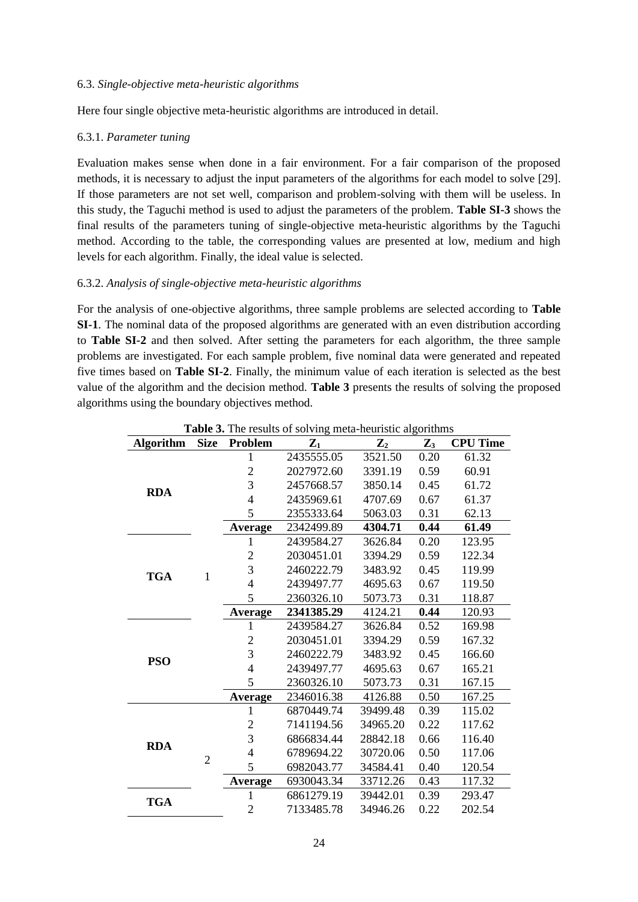6.3. *Single-objective meta-heuristic algorithms*

Here four single objective meta-heuristic algorithms are introduced in detail.

6.3.1. *Parameter tuning*

Evaluation makes sense when done in a fair environment. For a fair comparison of the proposed methods, it is necessary to adjust the input parameters of the algorithms for each model to solve [29]. If those parameters are not set well, comparison and problem-solving with them will be useless. In this study, the Taguchi method is used to adjust the parameters of the problem. **Table SI-3** shows the final results of the parameters tuning of single-objective meta-heuristic algorithms by the Taguchi method. According to the table, the corresponding values are presented at low, medium and high levels for each algorithm. Finally, the ideal value is selected.

6.3.2. *Analysis of single-objective meta-heuristic algorithms*

For the analysis of one-objective algorithms, three sample problems are selected according to **Table SI-1**. The nominal data of the proposed algorithms are generated with an even distribution according to **Table SI-2** and then solved. After setting the parameters for each algorithm, the three sample problems are investigated. For each sample problem, five nominal data were generated and repeated five times based on **Table SI-2**. Finally, the minimum value of each iteration is selected as the best value of the algorithm and the decision method. **Table 3** presents the results of solving the proposed algorithms using the boundary objectives method.

**Table 3.** The results of solving meta-heuristic algorithms

| Algorithm | Size | Problem | $Z_1$ | $Z_2$ | $Z_3$ | CPU Time |
|---|---|---|---|---|---|---|
| RDA | 1 | 1 | 2435555.05 | 3521.50 | 0.20 | 61.32 |
| | | 2 | 2027972.60 | 3391.19 | 0.59 | 60.91 |
| | | 3 | 2457668.57 | 3850.14 | 0.45 | 61.72 |
| | | 4 | 2435969.61 | 4707.69 | 0.67 | 61.37 |
| | | 5 | 2355333.64 | 5063.03 | 0.31 | 62.13 |
| | | **Average** | 2342499.89 | **4304.71** | **0.44** | **61.49** |
| TGA | | 1 | 2439584.27 | 3626.84 | 0.20 | 123.95 |
| | | 2 | 2030451.01 | 3394.29 | 0.59 | 122.34 |
| | | 3 | 2460222.79 | 3483.92 | 0.45 | 119.99 |
| | | 4 | 2439497.77 | 4695.63 | 0.67 | 119.50 |
| | | 5 | 2360326.10 | 5073.73 | 0.31 | 118.87 |
| | | **Average** | **2341385.29** | 4124.21 | **0.44** | 120.93 |
| PSO | | 1 | 2439584.27 | 3626.84 | 0.52 | 169.98 |
| | | 2 | 2030451.01 | 3394.29 | 0.59 | 167.32 |
| | | 3 | 2460222.79 | 3483.92 | 0.45 | 166.60 |
| | | 4 | 2439497.77 | 4695.63 | 0.67 | 165.21 |
| | | 5 | 2360326.10 | 5073.73 | 0.31 | 167.15 |
| | | **Average** | 2346016.38 | 4126.88 | 0.50 | 167.25 |
| RDA | 2 | 1 | 6870449.74 | 39499.48 | 0.39 | 115.02 |
| | | 2 | 7141194.56 | 34965.20 | 0.22 | 117.62 |
| | | 3 | 6866834.44 | 28842.18 | 0.66 | 116.40 |
| | | 4 | 6789694.22 | 30720.06 | 0.50 | 117.06 |
| | | 5 | 6982043.77 | 34584.41 | 0.40 | 120.54 |
| | | **Average** | 6930043.34 | 33712.26 | 0.43 | 117.32 |
| TGA | | 1 | 6861279.19 | 39442.01 | 0.39 | 293.47 |
| | | 2 | 7133485.78 | 34946.26 | 0.22 | 202.54 |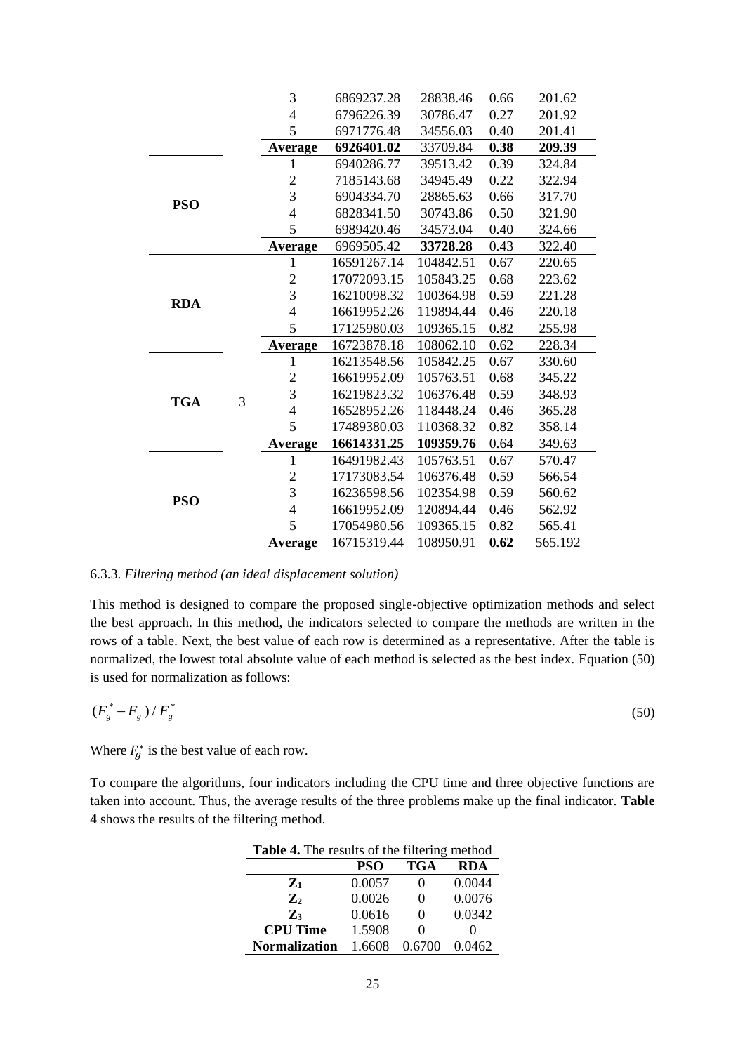| | | | | | | |
|---|---|---|---|---|---|---|
| | | 3 | 6869237.28 | 28838.46 | 0.66 | 201.62 |
| | | 4 | 6796226.39 | 30786.47 | 0.27 | 201.92 |
| | | 5 | 6971776.48 | 34556.03 | 0.40 | 201.41 |
| | | **Average** | **6926401.02** | 33709.84 | **0.38** | **209.39** |
| **PSO** | | 1 | 6940286.77 | 39513.42 | 0.39 | 324.84 |
| | | 2 | 7185143.68 | 34945.49 | 0.22 | 322.94 |
| | | 3 | 6904334.70 | 28865.63 | 0.66 | 317.70 |
| | | 4 | 6828341.50 | 30743.86 | 0.50 | 321.90 |
| | | 5 | 6989420.46 | 34573.04 | 0.40 | 324.66 |
| | | **Average** | 6969505.42 | **33728.28** | 0.43 | 322.40 |
| **RDA** | | 1 | 16591267.14 | 104842.51 | 0.67 | 220.65 |
| | | 2 | 17072093.15 | 105843.25 | 0.68 | 223.62 |
| | | 3 | 16210098.32 | 100364.98 | 0.59 | 221.28 |
| | | 4 | 16619952.26 | 119894.44 | 0.46 | 220.18 |
| | | 5 | 17125980.03 | 109365.15 | 0.82 | 255.98 |
| | | **Average** | 16723878.18 | 108062.10 | 0.62 | 228.34 |
| **TGA** | 3 | 1 | 16213548.56 | 105842.25 | 0.67 | 330.60 |
| | | 2 | 16619952.09 | 105763.51 | 0.68 | 345.22 |
| | | 3 | 16219823.32 | 106376.48 | 0.59 | 348.93 |
| | | 4 | 16528952.26 | 118448.24 | 0.46 | 365.28 |
| | | 5 | 17489380.03 | 110368.32 | 0.82 | 358.14 |
| | | **Average** | **16614331.25** | **109359.76** | 0.64 | 349.63 |
| **PSO** | | 1 | 16491982.43 | 105763.51 | 0.67 | 570.47 |
| | | 2 | 17173083.54 | 106376.48 | 0.59 | 566.54 |
| | | 3 | 16236598.56 | 102354.98 | 0.59 | 560.62 |
| | | 4 | 16619952.09 | 120894.44 | 0.46 | 562.92 |
| | | 5 | 17054980.56 | 109365.15 | 0.82 | 565.41 |
| | | **Average** | 16715319.44 | 108950.91 | **0.62** | 565.192 |

6.3.3. *Filtering method (an ideal displacement solution)*

This method is designed to compare the proposed single-objective optimization methods and select the best approach. In this method, the indicators selected to compare the methods are written in the rows of a table. Next, the best value of each row is determined as a representative. After the table is normalized, the lowest total absolute value of each method is selected as the best index. Equation (50) is used for normalization as follows:

$$(F_g^* - F_g) / F_g^* \tag{50}$$

Where $F_g^*$ is the best value of each row.

To compare the algorithms, four indicators including the CPU time and three objective functions are taken into account. Thus, the average results of the three problems make up the final indicator. **Table 4** shows the results of the filtering method.

**Table 4.** The results of the filtering method

| | **PSO** | **TGA** | **RDA** |
|---|---|---|---|
| $\mathbf{Z_1}$ | 0.0057 | 0 | 0.0044 |
| $\mathbf{Z_2}$ | 0.0026 | 0 | 0.0076 |
| $\mathbf{Z_3}$ | 0.0616 | 0 | 0.0342 |
| **CPU Time** | 1.5908 | 0 | 0 |
| **Normalization** | 1.6608 | 0.6700 | 0.0462 |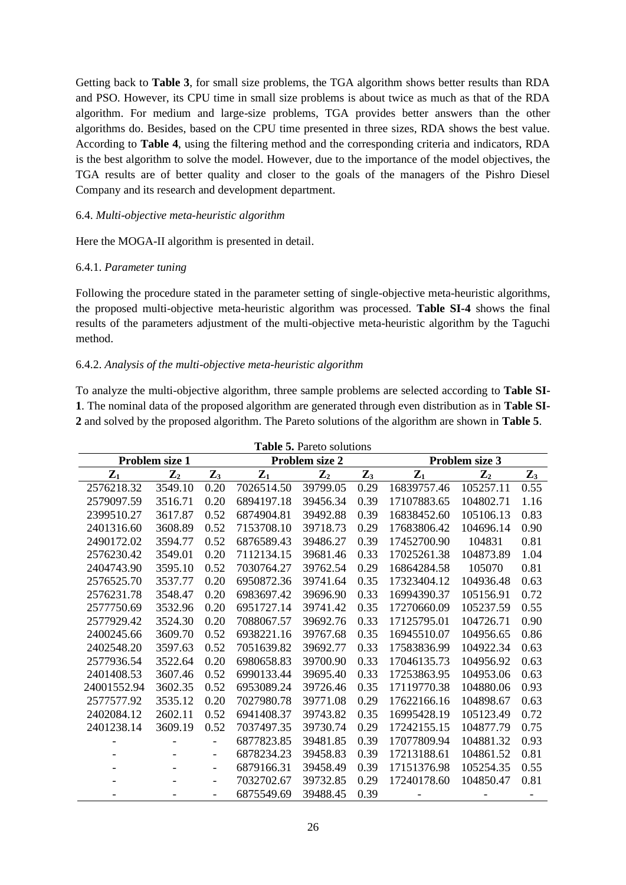Getting back to **Table 3**, for small size problems, the TGA algorithm shows better results than RDA and PSO. However, its CPU time in small size problems is about twice as much as that of the RDA algorithm. For medium and large-size problems, TGA provides better answers than the other algorithms do. Besides, based on the CPU time presented in three sizes, RDA shows the best value. According to **Table 4**, using the filtering method and the corresponding criteria and indicators, RDA is the best algorithm to solve the model. However, due to the importance of the model objectives, the TGA results are of better quality and closer to the goals of the managers of the Pishro Diesel Company and its research and development department.

6.4. *Multi-objective meta-heuristic algorithm*

Here the MOGA-II algorithm is presented in detail.

6.4.1. *Parameter tuning*

Following the procedure stated in the parameter setting of single-objective meta-heuristic algorithms, the proposed multi-objective meta-heuristic algorithm was processed. **Table SI-4** shows the final results of the parameters adjustment of the multi-objective meta-heuristic algorithm by the Taguchi method.

6.4.2. *Analysis of the multi-objective meta-heuristic algorithm*

To analyze the multi-objective algorithm, three sample problems are selected according to **Table SI-1**. The nominal data of the proposed algorithm are generated through even distribution as in **Table SI-2** and solved by the proposed algorithm. The Pareto solutions of the algorithm are shown in **Table 5**.

**Table 5.** Pareto solutions

| **Problem size 1** | | | **Problem size 2** | | | **Problem size 3** | | |
|---|---|---|---|---|---|---|---|---|
| $Z_1$ | $Z_2$ | $Z_3$ | $Z_1$ | $Z_2$ | $Z_3$ | $Z_1$ | $Z_2$ | $Z_3$ |
| 2576218.32 | 3549.10 | 0.20 | 7026514.50 | 39799.05 | 0.29 | 16839757.46 | 105257.11 | 0.55 |
| 2579097.59 | 3516.71 | 0.20 | 6894197.18 | 39456.34 | 0.39 | 17107883.65 | 104802.71 | 1.16 |
| 2399510.27 | 3617.87 | 0.52 | 6874904.81 | 39492.88 | 0.39 | 16838452.60 | 105106.13 | 0.83 |
| 2401316.60 | 3608.89 | 0.52 | 7153708.10 | 39718.73 | 0.29 | 17683806.42 | 104696.14 | 0.90 |
| 2490172.02 | 3594.77 | 0.52 | 6876589.43 | 39486.27 | 0.39 | 17452700.90 | 104831 | 0.81 |
| 2576230.42 | 3549.01 | 0.20 | 7112134.15 | 39681.46 | 0.33 | 17025261.38 | 104873.89 | 1.04 |
| 2404743.90 | 3595.10 | 0.52 | 7030764.27 | 39762.54 | 0.29 | 16864284.58 | 105070 | 0.81 |
| 2576525.70 | 3537.77 | 0.20 | 6950872.36 | 39741.64 | 0.35 | 17323404.12 | 104936.48 | 0.63 |
| 2576231.78 | 3548.47 | 0.20 | 6983697.42 | 39696.90 | 0.33 | 16994390.37 | 105156.91 | 0.72 |
| 2577750.69 | 3532.96 | 0.20 | 6951727.14 | 39741.42 | 0.35 | 17270660.09 | 105237.59 | 0.55 |
| 2577929.42 | 3524.30 | 0.20 | 7088067.57 | 39692.76 | 0.33 | 17125795.01 | 104726.71 | 0.90 |
| 2400245.66 | 3609.70 | 0.52 | 6938221.16 | 39767.68 | 0.35 | 16945510.07 | 104956.65 | 0.86 |
| 2402548.20 | 3597.63 | 0.52 | 7051639.82 | 39692.77 | 0.33 | 17583836.99 | 104922.34 | 0.63 |
| 2577936.54 | 3522.64 | 0.20 | 6980658.83 | 39700.90 | 0.33 | 17046135.73 | 104956.92 | 0.63 |
| 2401408.53 | 3607.46 | 0.52 | 6990133.44 | 39695.40 | 0.33 | 17253863.95 | 104953.06 | 0.63 |
| 24001552.94 | 3602.35 | 0.52 | 6953089.24 | 39726.46 | 0.35 | 17119770.38 | 104880.06 | 0.93 |
| 2577577.92 | 3535.12 | 0.20 | 7027980.78 | 39771.08 | 0.29 | 17622166.16 | 104898.67 | 0.63 |
| 2402084.12 | 2602.11 | 0.52 | 6941408.37 | 39743.82 | 0.35 | 16995428.19 | 105123.49 | 0.72 |
| 2401238.14 | 3609.19 | 0.52 | 7037497.35 | 39730.74 | 0.29 | 17242155.15 | 104877.79 | 0.75 |
| - | - | - | 6877823.85 | 39481.85 | 0.39 | 17077809.94 | 104881.32 | 0.93 |
| - | - | - | 6878234.23 | 39458.83 | 0.39 | 17213188.61 | 104861.52 | 0.81 |
| - | - | - | 6879166.31 | 39458.49 | 0.39 | 17151376.98 | 105254.35 | 0.55 |
| - | - | - | 7032702.67 | 39732.85 | 0.29 | 17240178.60 | 104850.47 | 0.81 |
| - | - | - | 6875549.69 | 39488.45 | 0.39 | - | - | - |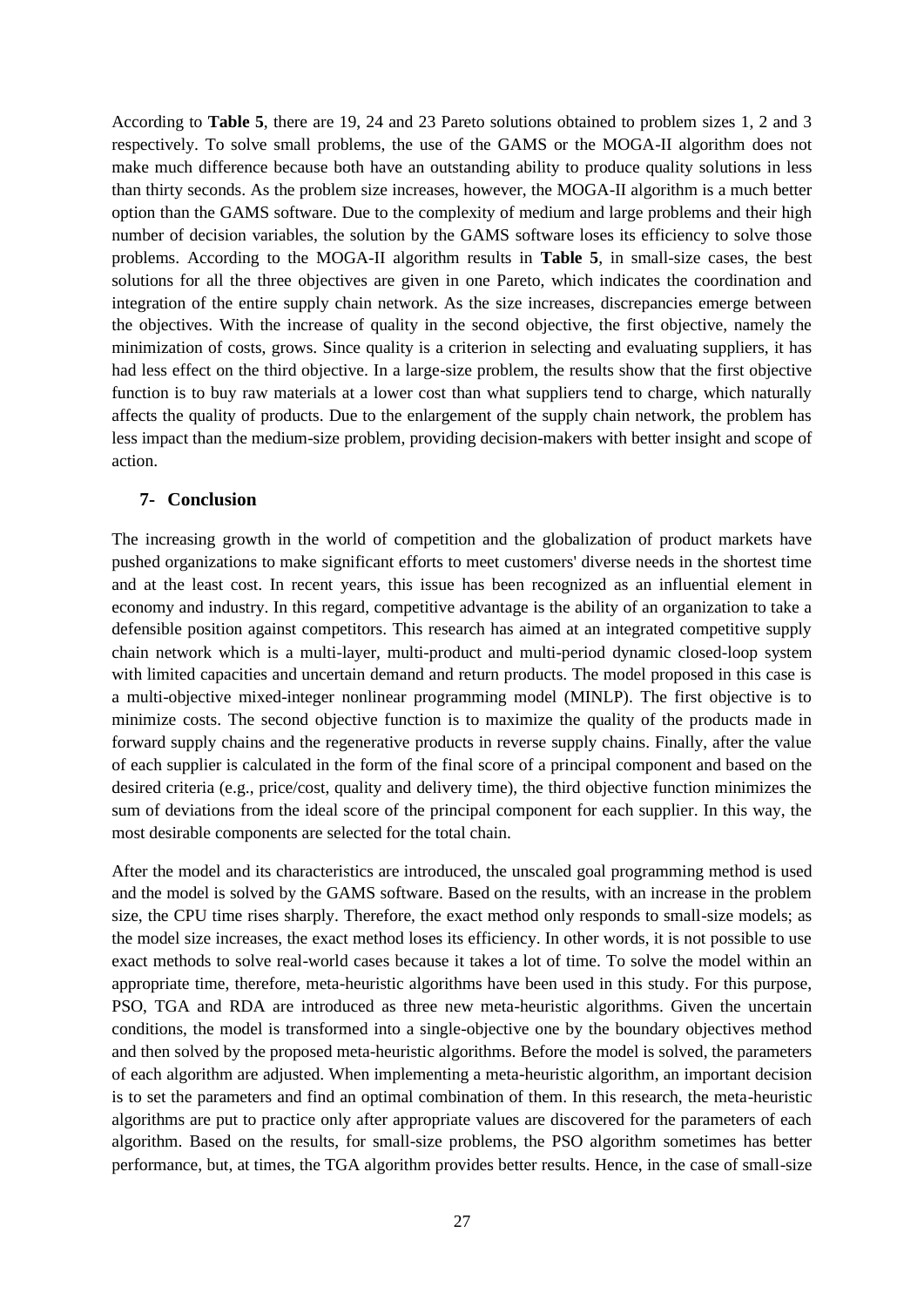According to **Table 5**, there are 19, 24 and 23 Pareto solutions obtained to problem sizes 1, 2 and 3 respectively. To solve small problems, the use of the GAMS or the MOGA-II algorithm does not make much difference because both have an outstanding ability to produce quality solutions in less than thirty seconds. As the problem size increases, however, the MOGA-II algorithm is a much better option than the GAMS software. Due to the complexity of medium and large problems and their high number of decision variables, the solution by the GAMS software loses its efficiency to solve those problems. According to the MOGA-II algorithm results in **Table 5**, in small-size cases, the best solutions for all the three objectives are given in one Pareto, which indicates the coordination and integration of the entire supply chain network. As the size increases, discrepancies emerge between the objectives. With the increase of quality in the second objective, the first objective, namely the minimization of costs, grows. Since quality is a criterion in selecting and evaluating suppliers, it has had less effect on the third objective. In a large-size problem, the results show that the first objective function is to buy raw materials at a lower cost than what suppliers tend to charge, which naturally affects the quality of products. Due to the enlargement of the supply chain network, the problem has less impact than the medium-size problem, providing decision-makers with better insight and scope of action.

## 7- Conclusion

The increasing growth in the world of competition and the globalization of product markets have pushed organizations to make significant efforts to meet customers' diverse needs in the shortest time and at the least cost. In recent years, this issue has been recognized as an influential element in economy and industry. In this regard, competitive advantage is the ability of an organization to take a defensible position against competitors. This research has aimed at an integrated competitive supply chain network which is a multi-layer, multi-product and multi-period dynamic closed-loop system with limited capacities and uncertain demand and return products. The model proposed in this case is a multi-objective mixed-integer nonlinear programming model (MINLP). The first objective is to minimize costs. The second objective function is to maximize the quality of the products made in forward supply chains and the regenerative products in reverse supply chains. Finally, after the value of each supplier is calculated in the form of the final score of a principal component and based on the desired criteria (e.g., price/cost, quality and delivery time), the third objective function minimizes the sum of deviations from the ideal score of the principal component for each supplier. In this way, the most desirable components are selected for the total chain.

After the model and its characteristics are introduced, the unscaled goal programming method is used and the model is solved by the GAMS software. Based on the results, with an increase in the problem size, the CPU time rises sharply. Therefore, the exact method only responds to small-size models; as the model size increases, the exact method loses its efficiency. In other words, it is not possible to use exact methods to solve real-world cases because it takes a lot of time. To solve the model within an appropriate time, therefore, meta-heuristic algorithms have been used in this study. For this purpose, PSO, TGA and RDA are introduced as three new meta-heuristic algorithms. Given the uncertain conditions, the model is transformed into a single-objective one by the boundary objectives method and then solved by the proposed meta-heuristic algorithms. Before the model is solved, the parameters of each algorithm are adjusted. When implementing a meta-heuristic algorithm, an important decision is to set the parameters and find an optimal combination of them. In this research, the meta-heuristic algorithms are put to practice only after appropriate values are discovered for the parameters of each algorithm. Based on the results, for small-size problems, the PSO algorithm sometimes has better performance, but, at times, the TGA algorithm provides better results. Hence, in the case of small-size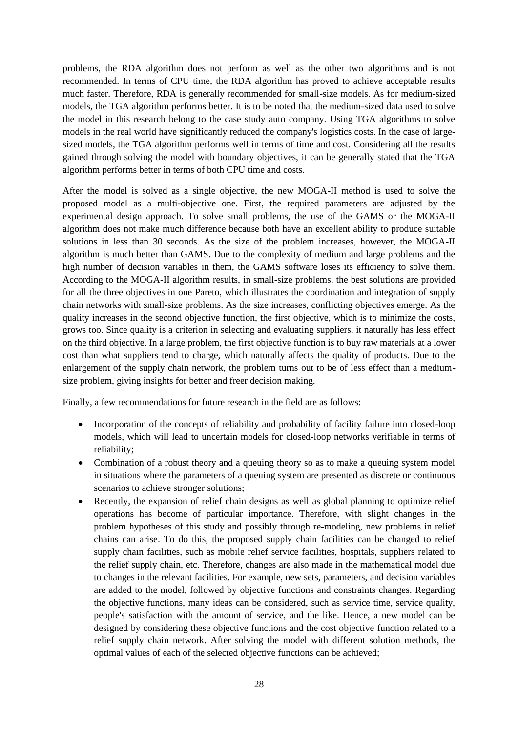problems, the RDA algorithm does not perform as well as the other two algorithms and is not recommended. In terms of CPU time, the RDA algorithm has proved to achieve acceptable results much faster. Therefore, RDA is generally recommended for small-size models. As for medium-sized models, the TGA algorithm performs better. It is to be noted that the medium-sized data used to solve the model in this research belong to the case study auto company. Using TGA algorithms to solve models in the real world have significantly reduced the company's logistics costs. In the case of large-sized models, the TGA algorithm performs well in terms of time and cost. Considering all the results gained through solving the model with boundary objectives, it can be generally stated that the TGA algorithm performs better in terms of both CPU time and costs.

After the model is solved as a single objective, the new MOGA-II method is used to solve the proposed model as a multi-objective one. First, the required parameters are adjusted by the experimental design approach. To solve small problems, the use of the GAMS or the MOGA-II algorithm does not make much difference because both have an excellent ability to produce suitable solutions in less than 30 seconds. As the size of the problem increases, however, the MOGA-II algorithm is much better than GAMS. Due to the complexity of medium and large problems and the high number of decision variables in them, the GAMS software loses its efficiency to solve them. According to the MOGA-II algorithm results, in small-size problems, the best solutions are provided for all the three objectives in one Pareto, which illustrates the coordination and integration of supply chain networks with small-size problems. As the size increases, conflicting objectives emerge. As the quality increases in the second objective function, the first objective, which is to minimize the costs, grows too. Since quality is a criterion in selecting and evaluating suppliers, it naturally has less effect on the third objective. In a large problem, the first objective function is to buy raw materials at a lower cost than what suppliers tend to charge, which naturally affects the quality of products. Due to the enlargement of the supply chain network, the problem turns out to be of less effect than a medium-size problem, giving insights for better and freer decision making.

Finally, a few recommendations for future research in the field are as follows:

- Incorporation of the concepts of reliability and probability of facility failure into closed-loop models, which will lead to uncertain models for closed-loop networks verifiable in terms of reliability;
- Combination of a robust theory and a queuing theory so as to make a queuing system model in situations where the parameters of a queuing system are presented as discrete or continuous scenarios to achieve stronger solutions;
- Recently, the expansion of relief chain designs as well as global planning to optimize relief operations has become of particular importance. Therefore, with slight changes in the problem hypotheses of this study and possibly through re-modeling, new problems in relief chains can arise. To do this, the proposed supply chain facilities can be changed to relief supply chain facilities, such as mobile relief service facilities, hospitals, suppliers related to the relief supply chain, etc. Therefore, changes are also made in the mathematical model due to changes in the relevant facilities. For example, new sets, parameters, and decision variables are added to the model, followed by objective functions and constraints changes. Regarding the objective functions, many ideas can be considered, such as service time, service quality, people's satisfaction with the amount of service, and the like. Hence, a new model can be designed by considering these objective functions and the cost objective function related to a relief supply chain network. After solving the model with different solution methods, the optimal values of each of the selected objective functions can be achieved;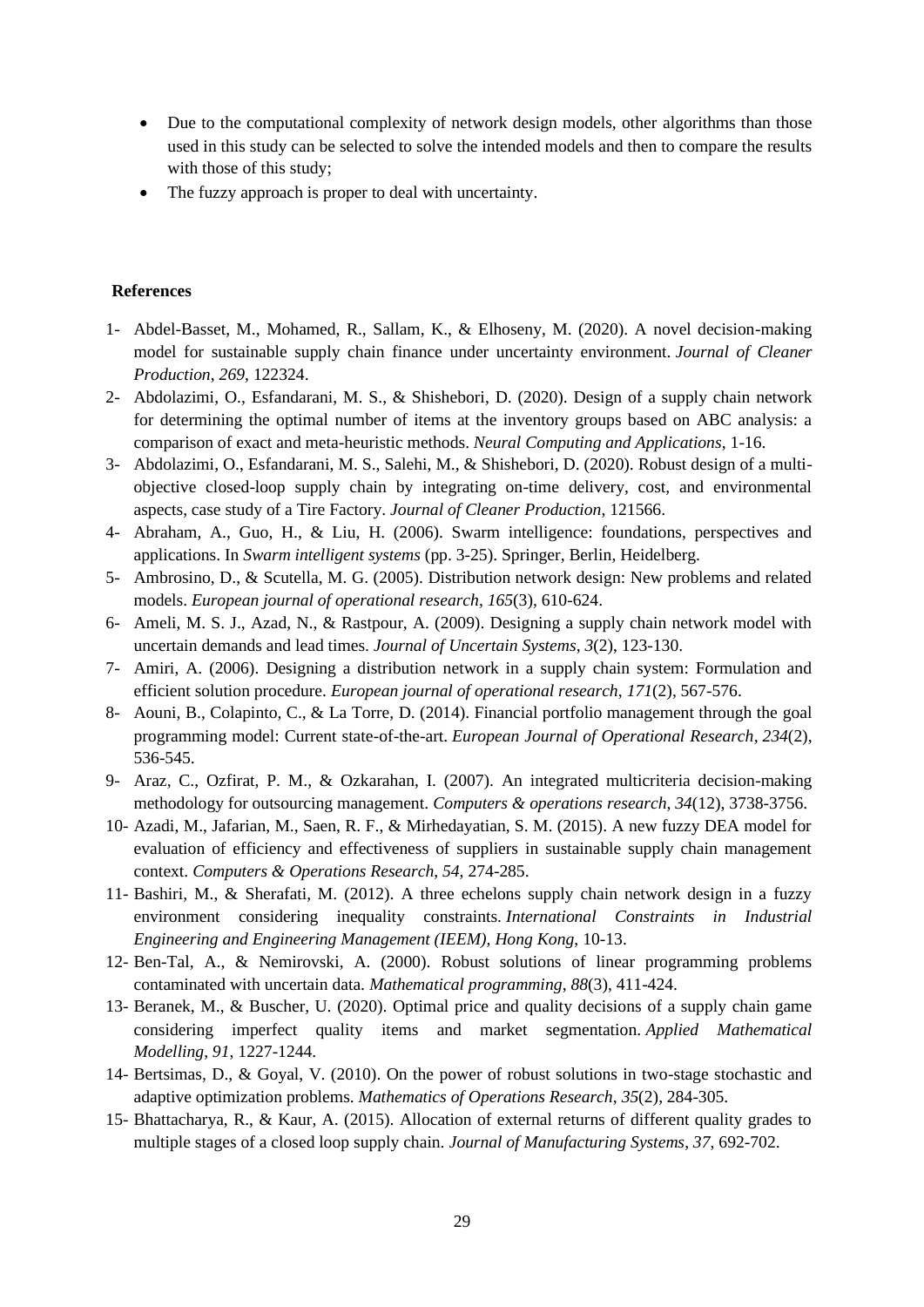- Due to the computational complexity of network design models, other algorithms than those used in this study can be selected to solve the intended models and then to compare the results with those of this study;
- The fuzzy approach is proper to deal with uncertainty.

## References

1- Abdel-Basset, M., Mohamed, R., Sallam, K., & Elhoseny, M. (2020). A novel decision-making model for sustainable supply chain finance under uncertainty environment. *Journal of Cleaner Production*, *269*, 122324.

2- Abdolazimi, O., Esfandarani, M. S., & Shishebori, D. (2020). Design of a supply chain network for determining the optimal number of items at the inventory groups based on ABC analysis: a comparison of exact and meta-heuristic methods. *Neural Computing and Applications*, 1-16.

3- Abdolazimi, O., Esfandarani, M. S., Salehi, M., & Shishebori, D. (2020). Robust design of a multi-objective closed-loop supply chain by integrating on-time delivery, cost, and environmental aspects, case study of a Tire Factory. *Journal of Cleaner Production*, 121566.

4- Abraham, A., Guo, H., & Liu, H. (2006). Swarm intelligence: foundations, perspectives and applications. In *Swarm intelligent systems* (pp. 3-25). Springer, Berlin, Heidelberg.

5- Ambrosino, D., & Scutella, M. G. (2005). Distribution network design: New problems and related models. *European journal of operational research*, *165*(3), 610-624.

6- Ameli, M. S. J., Azad, N., & Rastpour, A. (2009). Designing a supply chain network model with uncertain demands and lead times. *Journal of Uncertain Systems*, *3*(2), 123-130.

7- Amiri, A. (2006). Designing a distribution network in a supply chain system: Formulation and efficient solution procedure. *European journal of operational research*, *171*(2), 567-576.

8- Aouni, B., Colapinto, C., & La Torre, D. (2014). Financial portfolio management through the goal programming model: Current state-of-the-art. *European Journal of Operational Research*, *234*(2), 536-545.

9- Araz, C., Ozfirat, P. M., & Ozkarahan, I. (2007). An integrated multicriteria decision-making methodology for outsourcing management. *Computers & operations research*, *34*(12), 3738-3756.

10- Azadi, M., Jafarian, M., Saen, R. F., & Mirhedayatian, S. M. (2015). A new fuzzy DEA model for evaluation of efficiency and effectiveness of suppliers in sustainable supply chain management context. *Computers & Operations Research*, *54*, 274-285.

11- Bashiri, M., & Sherafati, M. (2012). A three echelons supply chain network design in a fuzzy environment considering inequality constraints. *International Constraints in Industrial Engineering and Engineering Management (IEEM), Hong Kong*, 10-13.

12- Ben-Tal, A., & Nemirovski, A. (2000). Robust solutions of linear programming problems contaminated with uncertain data. *Mathematical programming*, *88*(3), 411-424.

13- Beranek, M., & Buscher, U. (2020). Optimal price and quality decisions of a supply chain game considering imperfect quality items and market segmentation. *Applied Mathematical Modelling*, *91*, 1227-1244.

14- Bertsimas, D., & Goyal, V. (2010). On the power of robust solutions in two-stage stochastic and adaptive optimization problems. *Mathematics of Operations Research*, *35*(2), 284-305.

15- Bhattacharya, R., & Kaur, A. (2015). Allocation of external returns of different quality grades to multiple stages of a closed loop supply chain. *Journal of Manufacturing Systems*, *37*, 692-702.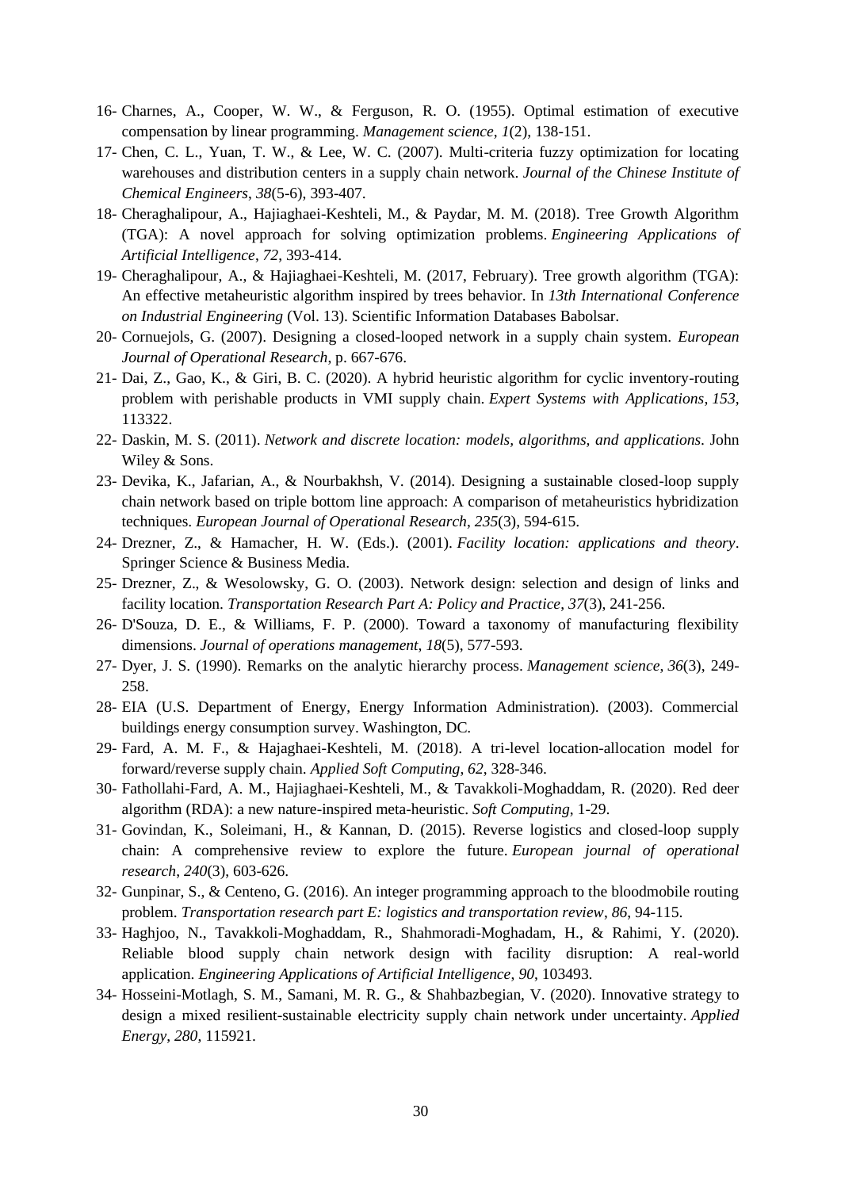16- Charnes, A., Cooper, W. W., & Ferguson, R. O. (1955). Optimal estimation of executive compensation by linear programming. *Management science*, *1*(2), 138-151.

17- Chen, C. L., Yuan, T. W., & Lee, W. C. (2007). Multi-criteria fuzzy optimization for locating warehouses and distribution centers in a supply chain network. *Journal of the Chinese Institute of Chemical Engineers*, *38*(5-6), 393-407.

18- Cheraghalipour, A., Hajiaghaei-Keshteli, M., & Paydar, M. M. (2018). Tree Growth Algorithm (TGA): A novel approach for solving optimization problems. *Engineering Applications of Artificial Intelligence*, *72*, 393-414.

19- Cheraghalipour, A., & Hajiaghaei-Keshteli, M. (2017, February). Tree growth algorithm (TGA): An effective metaheuristic algorithm inspired by trees behavior. In *13th International Conference on Industrial Engineering* (Vol. 13). Scientific Information Databases Babolsar.

20- Cornuejols, G. (2007). Designing a closed-looped network in a supply chain system. *European Journal of Operational Research*, p. 667-676.

21- Dai, Z., Gao, K., & Giri, B. C. (2020). A hybrid heuristic algorithm for cyclic inventory-routing problem with perishable products in VMI supply chain. *Expert Systems with Applications*, *153*, 113322.

22- Daskin, M. S. (2011). *Network and discrete location: models, algorithms, and applications*. John Wiley & Sons.

23- Devika, K., Jafarian, A., & Nourbakhsh, V. (2014). Designing a sustainable closed-loop supply chain network based on triple bottom line approach: A comparison of metaheuristics hybridization techniques. *European Journal of Operational Research*, *235*(3), 594-615.

24- Drezner, Z., & Hamacher, H. W. (Eds.). (2001). *Facility location: applications and theory*. Springer Science & Business Media.

25- Drezner, Z., & Wesolowsky, G. O. (2003). Network design: selection and design of links and facility location. *Transportation Research Part A: Policy and Practice*, *37*(3), 241-256.

26- D'Souza, D. E., & Williams, F. P. (2000). Toward a taxonomy of manufacturing flexibility dimensions. *Journal of operations management*, *18*(5), 577-593.

27- Dyer, J. S. (1990). Remarks on the analytic hierarchy process. *Management science*, *36*(3), 249-258.

28- EIA (U.S. Department of Energy, Energy Information Administration). (2003). Commercial buildings energy consumption survey. Washington, DC.

29- Fard, A. M. F., & Hajaghaei-Keshteli, M. (2018). A tri-level location-allocation model for forward/reverse supply chain. *Applied Soft Computing*, *62*, 328-346.

30- Fathollahi-Fard, A. M., Hajiaghaei-Keshteli, M., & Tavakkoli-Moghaddam, R. (2020). Red deer algorithm (RDA): a new nature-inspired meta-heuristic. *Soft Computing*, 1-29.

31- Govindan, K., Soleimani, H., & Kannan, D. (2015). Reverse logistics and closed-loop supply chain: A comprehensive review to explore the future. *European journal of operational research*, *240*(3), 603-626.

32- Gunpinar, S., & Centeno, G. (2016). An integer programming approach to the bloodmobile routing problem. *Transportation research part E: logistics and transportation review*, *86*, 94-115.

33- Haghjoo, N., Tavakkoli-Moghaddam, R., Shahmoradi-Moghadam, H., & Rahimi, Y. (2020). Reliable blood supply chain network design with facility disruption: A real-world application. *Engineering Applications of Artificial Intelligence*, *90*, 103493.

34- Hosseini-Motlagh, S. M., Samani, M. R. G., & Shahbazbegian, V. (2020). Innovative strategy to design a mixed resilient-sustainable electricity supply chain network under uncertainty. *Applied Energy*, *280*, 115921.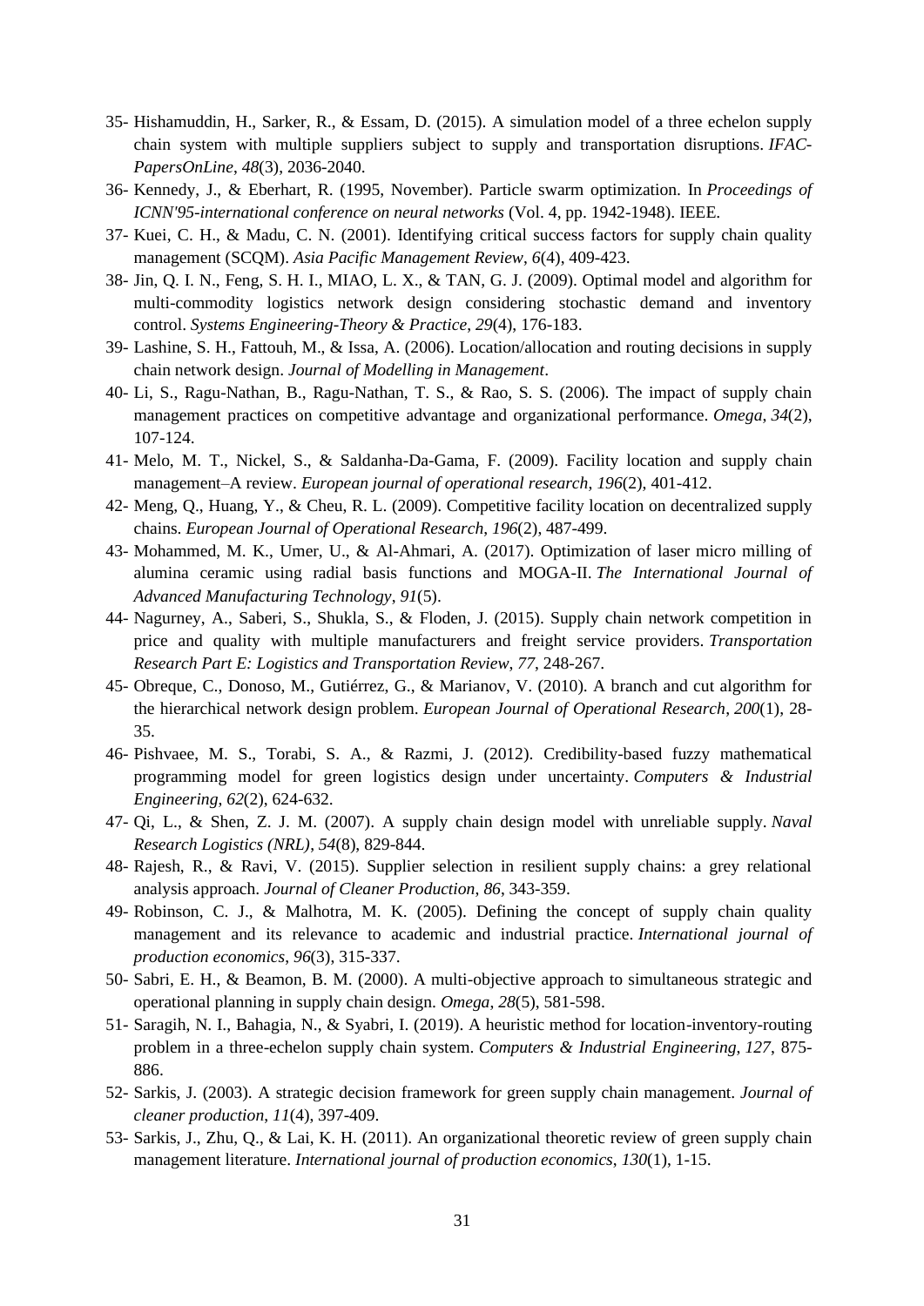35- Hishamuddin, H., Sarker, R., & Essam, D. (2015). A simulation model of a three echelon supply chain system with multiple suppliers subject to supply and transportation disruptions. *IFAC-PapersOnLine*, *48*(3), 2036-2040.

36- Kennedy, J., & Eberhart, R. (1995, November). Particle swarm optimization. In *Proceedings of ICNN'95-international conference on neural networks* (Vol. 4, pp. 1942-1948). IEEE.

37- Kuei, C. H., & Madu, C. N. (2001). Identifying critical success factors for supply chain quality management (SCQM). *Asia Pacific Management Review*, *6*(4), 409-423.

38- Jin, Q. I. N., Feng, S. H. I., MIAO, L. X., & TAN, G. J. (2009). Optimal model and algorithm for multi-commodity logistics network design considering stochastic demand and inventory control. *Systems Engineering-Theory & Practice*, *29*(4), 176-183.

39- Lashine, S. H., Fattouh, M., & Issa, A. (2006). Location/allocation and routing decisions in supply chain network design. *Journal of Modelling in Management*.

40- Li, S., Ragu-Nathan, B., Ragu-Nathan, T. S., & Rao, S. S. (2006). The impact of supply chain management practices on competitive advantage and organizational performance. *Omega*, *34*(2), 107-124.

41- Melo, M. T., Nickel, S., & Saldanha-Da-Gama, F. (2009). Facility location and supply chain management–A review. *European journal of operational research*, *196*(2), 401-412.

42- Meng, Q., Huang, Y., & Cheu, R. L. (2009). Competitive facility location on decentralized supply chains. *European Journal of Operational Research*, *196*(2), 487-499.

43- Mohammed, M. K., Umer, U., & Al-Ahmari, A. (2017). Optimization of laser micro milling of alumina ceramic using radial basis functions and MOGA-II. *The International Journal of Advanced Manufacturing Technology*, *91*(5).

44- Nagurney, A., Saberi, S., Shukla, S., & Floden, J. (2015). Supply chain network competition in price and quality with multiple manufacturers and freight service providers. *Transportation Research Part E: Logistics and Transportation Review*, *77*, 248-267.

45- Obreque, C., Donoso, M., Gutiérrez, G., & Marianov, V. (2010). A branch and cut algorithm for the hierarchical network design problem. *European Journal of Operational Research*, *200*(1), 28-35.

46- Pishvaee, M. S., Torabi, S. A., & Razmi, J. (2012). Credibility-based fuzzy mathematical programming model for green logistics design under uncertainty. *Computers & Industrial Engineering*, *62*(2), 624-632.

47- Qi, L., & Shen, Z. J. M. (2007). A supply chain design model with unreliable supply. *Naval Research Logistics (NRL)*, *54*(8), 829-844.

48- Rajesh, R., & Ravi, V. (2015). Supplier selection in resilient supply chains: a grey relational analysis approach. *Journal of Cleaner Production*, *86*, 343-359.

49- Robinson, C. J., & Malhotra, M. K. (2005). Defining the concept of supply chain quality management and its relevance to academic and industrial practice. *International journal of production economics*, *96*(3), 315-337.

50- Sabri, E. H., & Beamon, B. M. (2000). A multi-objective approach to simultaneous strategic and operational planning in supply chain design. *Omega*, *28*(5), 581-598.

51- Saragih, N. I., Bahagia, N., & Syabri, I. (2019). A heuristic method for location-inventory-routing problem in a three-echelon supply chain system. *Computers & Industrial Engineering*, *127*, 875-886.

52- Sarkis, J. (2003). A strategic decision framework for green supply chain management. *Journal of cleaner production*, *11*(4), 397-409.

53- Sarkis, J., Zhu, Q., & Lai, K. H. (2011). An organizational theoretic review of green supply chain management literature. *International journal of production economics*, *130*(1), 1-15.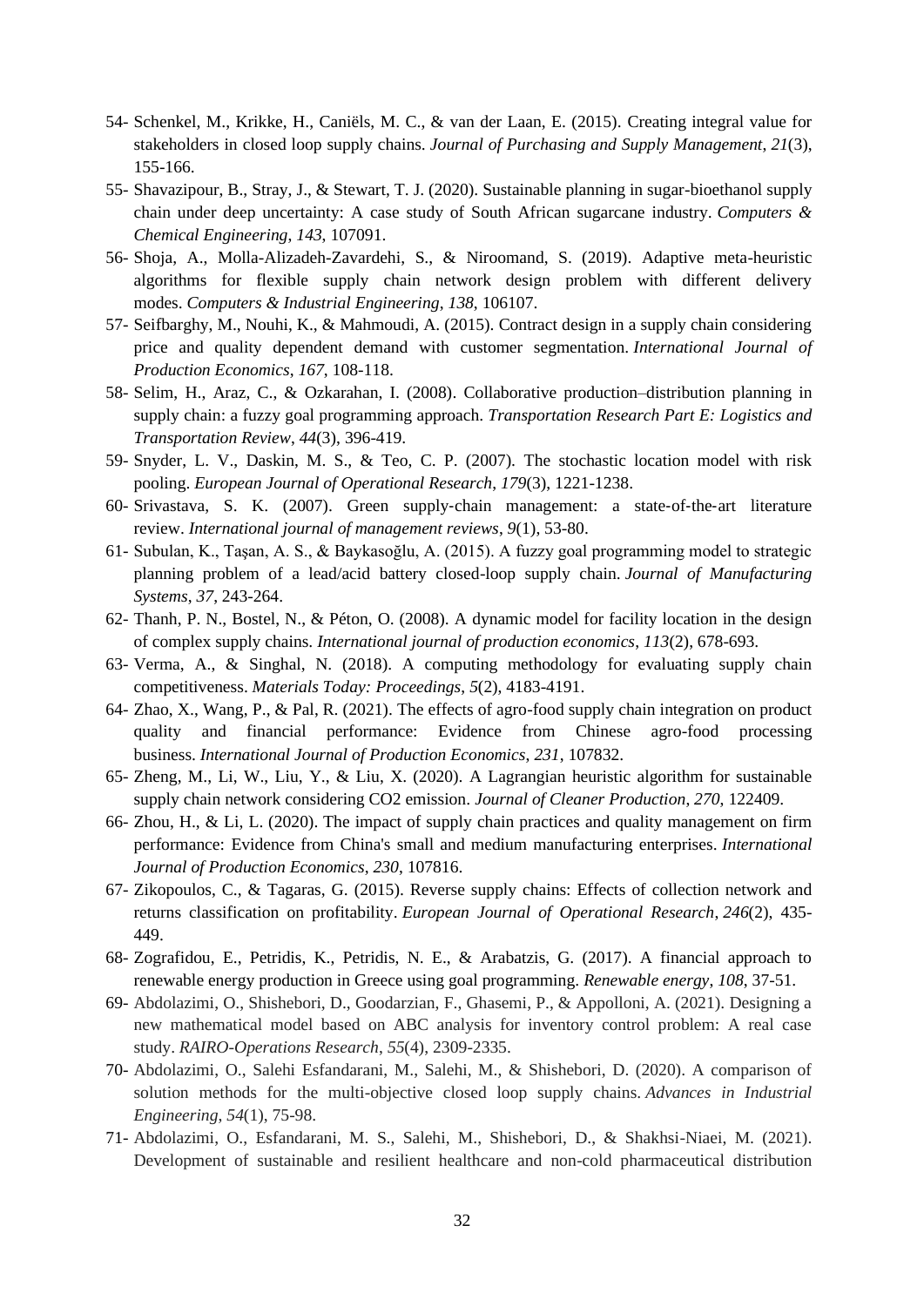54- Schenkel, M., Krikke, H., Caniëls, M. C., & van der Laan, E. (2015). Creating integral value for stakeholders in closed loop supply chains. *Journal of Purchasing and Supply Management*, *21*(3), 155-166.

55- Shavazipour, B., Stray, J., & Stewart, T. J. (2020). Sustainable planning in sugar-bioethanol supply chain under deep uncertainty: A case study of South African sugarcane industry. *Computers & Chemical Engineering*, *143*, 107091.

56- Shoja, A., Molla-Alizadeh-Zavardehi, S., & Niroomand, S. (2019). Adaptive meta-heuristic algorithms for flexible supply chain network design problem with different delivery modes. *Computers & Industrial Engineering*, *138*, 106107.

57- Seifbarghy, M., Nouhi, K., & Mahmoudi, A. (2015). Contract design in a supply chain considering price and quality dependent demand with customer segmentation. *International Journal of Production Economics*, *167*, 108-118.

58- Selim, H., Araz, C., & Ozkarahan, I. (2008). Collaborative production–distribution planning in supply chain: a fuzzy goal programming approach. *Transportation Research Part E: Logistics and Transportation Review*, *44*(3), 396-419.

59- Snyder, L. V., Daskin, M. S., & Teo, C. P. (2007). The stochastic location model with risk pooling. *European Journal of Operational Research*, *179*(3), 1221-1238.

60- Srivastava, S. K. (2007). Green supply-chain management: a state-of-the-art literature review. *International journal of management reviews*, *9*(1), 53-80.

61- Subulan, K., Taşan, A. S., & Baykasoğlu, A. (2015). A fuzzy goal programming model to strategic planning problem of a lead/acid battery closed-loop supply chain. *Journal of Manufacturing Systems*, *37*, 243-264.

62- Thanh, P. N., Bostel, N., & Péton, O. (2008). A dynamic model for facility location in the design of complex supply chains. *International journal of production economics*, *113*(2), 678-693.

63- Verma, A., & Singhal, N. (2018). A computing methodology for evaluating supply chain competitiveness. *Materials Today: Proceedings*, *5*(2), 4183-4191.

64- Zhao, X., Wang, P., & Pal, R. (2021). The effects of agro-food supply chain integration on product quality and financial performance: Evidence from Chinese agro-food processing business. *International Journal of Production Economics*, *231*, 107832.

65- Zheng, M., Li, W., Liu, Y., & Liu, X. (2020). A Lagrangian heuristic algorithm for sustainable supply chain network considering CO2 emission. *Journal of Cleaner Production*, *270*, 122409.

66- Zhou, H., & Li, L. (2020). The impact of supply chain practices and quality management on firm performance: Evidence from China's small and medium manufacturing enterprises. *International Journal of Production Economics*, *230*, 107816.

67- Zikopoulos, C., & Tagaras, G. (2015). Reverse supply chains: Effects of collection network and returns classification on profitability. *European Journal of Operational Research*, *246*(2), 435-449.

68- Zografidou, E., Petridis, K., Petridis, N. E., & Arabatzis, G. (2017). A financial approach to renewable energy production in Greece using goal programming. *Renewable energy*, *108*, 37-51.

69- Abdolazimi, O., Shishebori, D., Goodarzian, F., Ghasemi, P., & Appolloni, A. (2021). Designing a new mathematical model based on ABC analysis for inventory control problem: A real case study. *RAIRO-Operations Research*, *55*(4), 2309-2335.

70- Abdolazimi, O., Salehi Esfandarani, M., Salehi, M., & Shishebori, D. (2020). A comparison of solution methods for the multi-objective closed loop supply chains. *Advances in Industrial Engineering*, *54*(1), 75-98.

71- Abdolazimi, O., Esfandarani, M. S., Salehi, M., Shishebori, D., & Shakhsi-Niaei, M. (2021). Development of sustainable and resilient healthcare and non-cold pharmaceutical distribution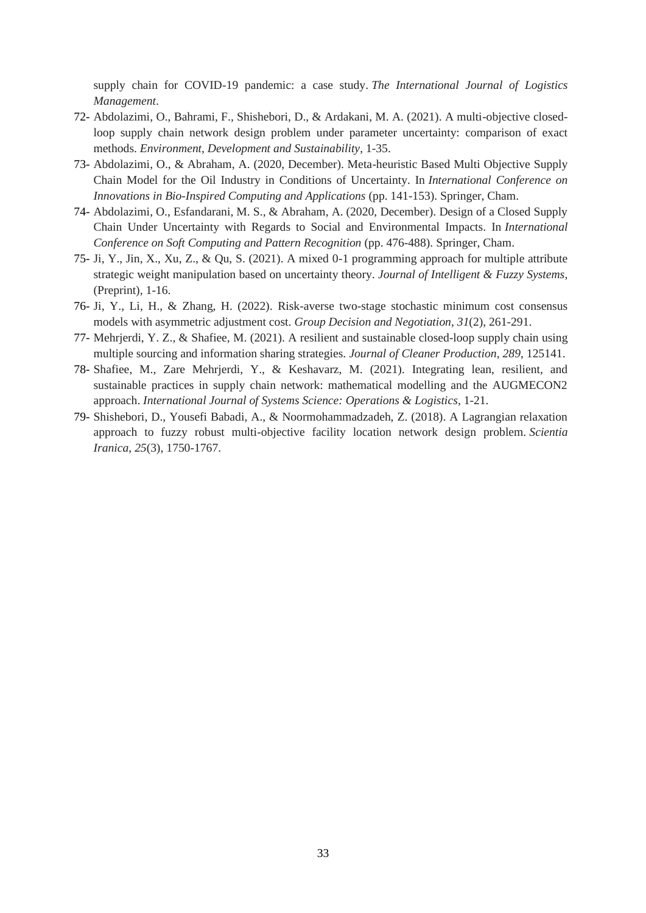supply chain for COVID-19 pandemic: a case study. *The International Journal of Logistics Management*.

72- Abdolazimi, O., Bahrami, F., Shishebori, D., & Ardakani, M. A. (2021). A multi-objective closed-loop supply chain network design problem under parameter uncertainty: comparison of exact methods. *Environment, Development and Sustainability*, 1-35.

73- Abdolazimi, O., & Abraham, A. (2020, December). Meta-heuristic Based Multi Objective Supply Chain Model for the Oil Industry in Conditions of Uncertainty. In *International Conference on Innovations in Bio-Inspired Computing and Applications* (pp. 141-153). Springer, Cham.

74- Abdolazimi, O., Esfandarani, M. S., & Abraham, A. (2020, December). Design of a Closed Supply Chain Under Uncertainty with Regards to Social and Environmental Impacts. In *International Conference on Soft Computing and Pattern Recognition* (pp. 476-488). Springer, Cham.

75- Ji, Y., Jin, X., Xu, Z., & Qu, S. (2021). A mixed 0-1 programming approach for multiple attribute strategic weight manipulation based on uncertainty theory. *Journal of Intelligent & Fuzzy Systems*, (Preprint), 1-16.

76- Ji, Y., Li, H., & Zhang, H. (2022). Risk-averse two-stage stochastic minimum cost consensus models with asymmetric adjustment cost. *Group Decision and Negotiation*, *31*(2), 261-291.

77- Mehrjerdi, Y. Z., & Shafiee, M. (2021). A resilient and sustainable closed-loop supply chain using multiple sourcing and information sharing strategies. *Journal of Cleaner Production*, *289*, 125141.

78- Shafiee, M., Zare Mehrjerdi, Y., & Keshavarz, M. (2021). Integrating lean, resilient, and sustainable practices in supply chain network: mathematical modelling and the AUGMECON2 approach. *International Journal of Systems Science: Operations & Logistics*, 1-21.

79- Shishebori, D., Yousefi Babadi, A., & Noormohammadzadeh, Z. (2018). A Lagrangian relaxation approach to fuzzy robust multi-objective facility location network design problem. *Scientia Iranica*, *25*(3), 1750-1767.